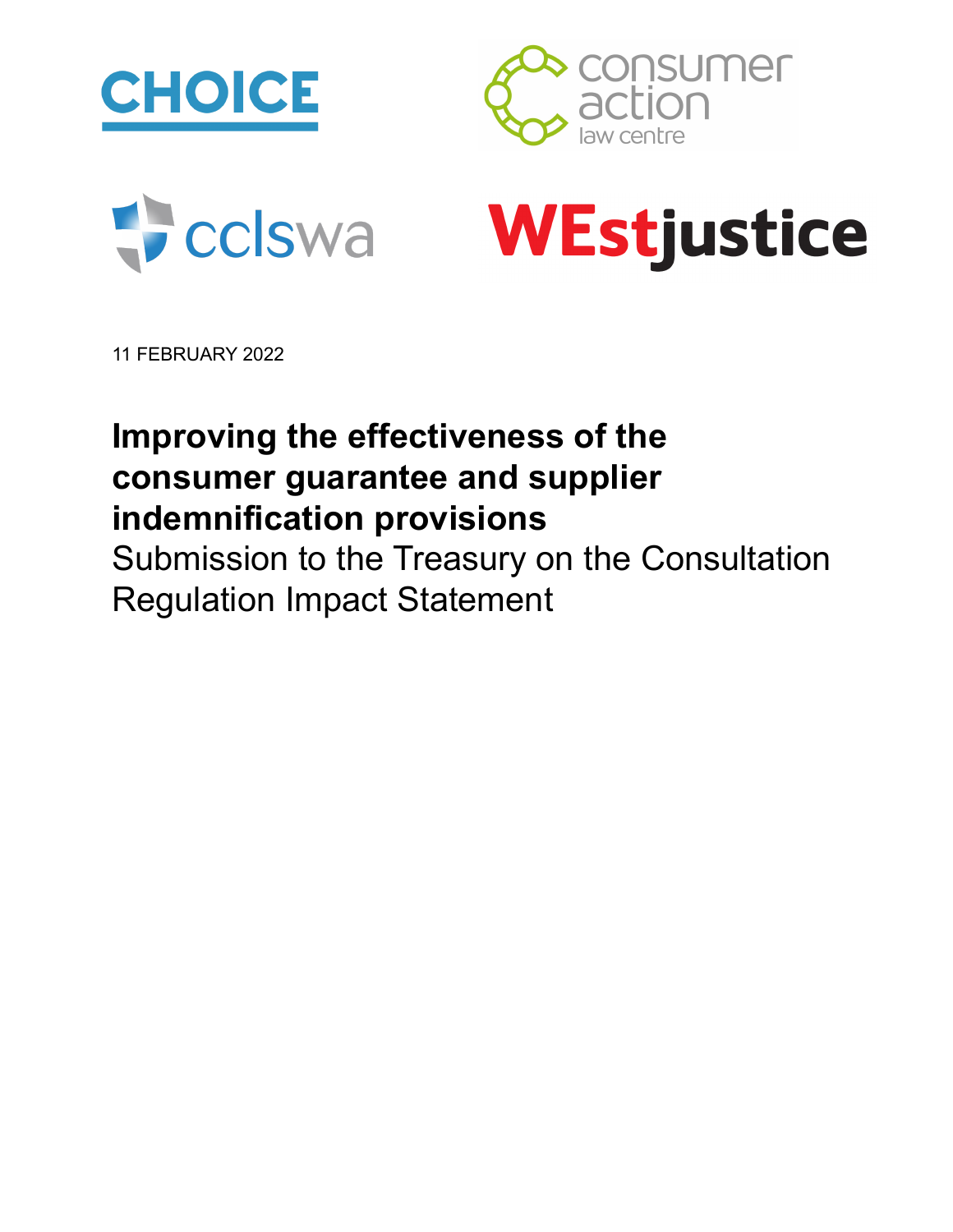11 FEBRUARY 2022

# Improving the effectiveness of the consumer guarantee and supplier indemnification provisions

Submission to the Treasury on the Consultation Regulation Impact Statement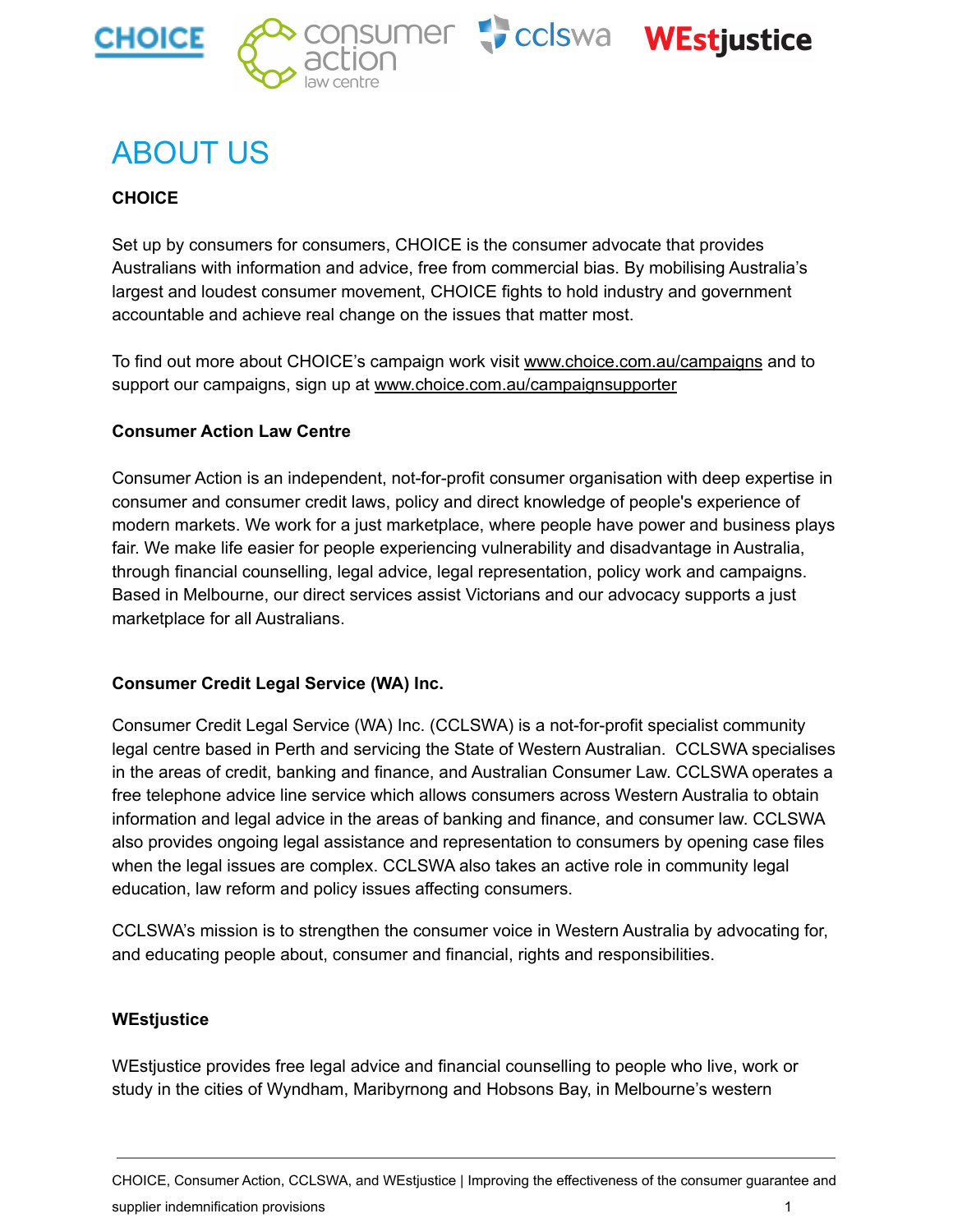# ABOUT US

**CHOICE**

Set up by consumers for consumers, CHOICE is the consumer advocate that provides Australians with information and advice, free from commercial bias. By mobilising Australia's largest and loudest consumer movement, CHOICE fights to hold industry and government accountable and achieve real change on the issues that matter most.

To find out more about CHOICE's campaign work visit www.choice.com.au/campaigns and to support our campaigns, sign up at www.choice.com.au/campaignsupporter

**Consumer Action Law Centre**

Consumer Action is an independent, not-for-profit consumer organisation with deep expertise in consumer and consumer credit laws, policy and direct knowledge of people's experience of modern markets. We work for a just marketplace, where people have power and business plays fair. We make life easier for people experiencing vulnerability and disadvantage in Australia, through financial counselling, legal advice, legal representation, policy work and campaigns. Based in Melbourne, our direct services assist Victorians and our advocacy supports a just marketplace for all Australians.

**Consumer Credit Legal Service (WA) Inc.**

Consumer Credit Legal Service (WA) Inc. (CCLSWA) is a not-for-profit specialist community legal centre based in Perth and servicing the State of Western Australian. CCLSWA specialises in the areas of credit, banking and finance, and Australian Consumer Law. CCLSWA operates a free telephone advice line service which allows consumers across Western Australia to obtain information and legal advice in the areas of banking and finance, and consumer law. CCLSWA also provides ongoing legal assistance and representation to consumers by opening case files when the legal issues are complex. CCLSWA also takes an active role in community legal education, law reform and policy issues affecting consumers.

CCLSWA's mission is to strengthen the consumer voice in Western Australia by advocating for, and educating people about, consumer and financial, rights and responsibilities.

**WEstjustice**

WEstjustice provides free legal advice and financial counselling to people who live, work or study in the cities of Wyndham, Maribyrnong and Hobsons Bay, in Melbourne's western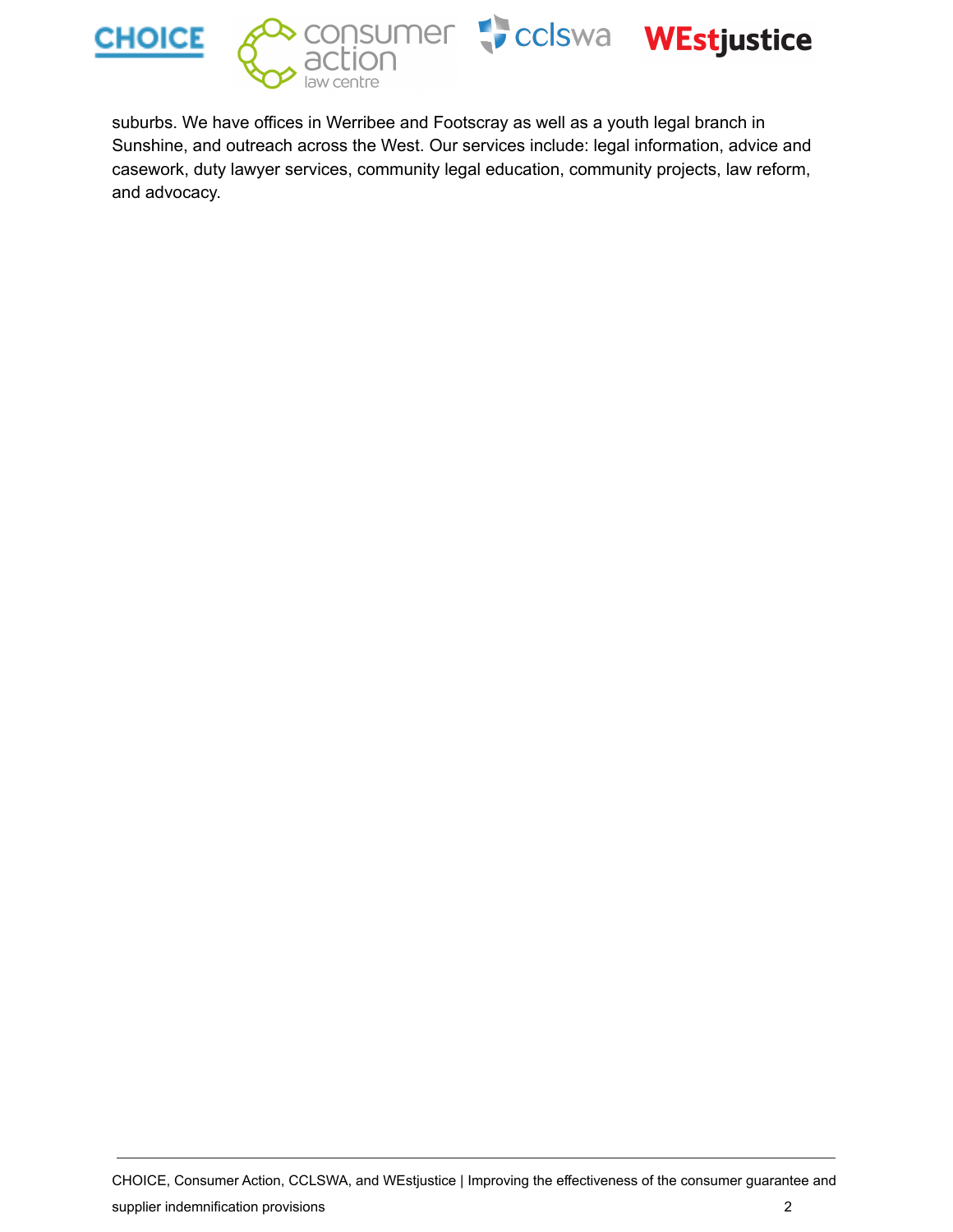suburbs. We have offices in Werribee and Footscray as well as a youth legal branch in Sunshine, and outreach across the West. Our services include: legal information, advice and casework, duty lawyer services, community legal education, community projects, law reform, and advocacy.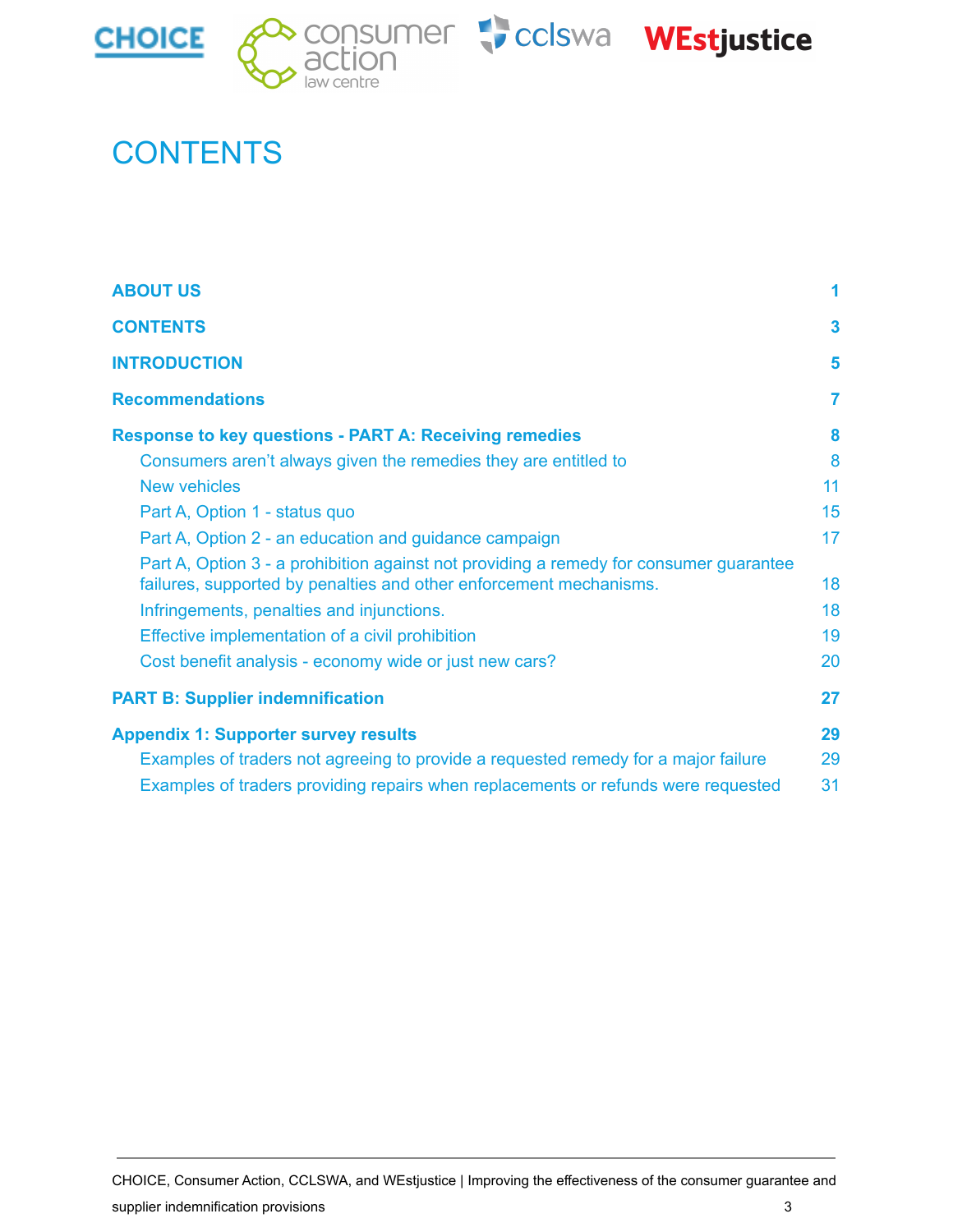# CONTENTS

| | |
|---|---|
| **ABOUT US** | **1** |
| **CONTENTS** | **3** |
| **INTRODUCTION** | **5** |
| **Recommendations** | **7** |
| **Response to key questions - PART A: Receiving remedies** | **8** |
| Consumers aren't always given the remedies they are entitled to | 8 |
| New vehicles | 11 |
| Part A, Option 1 - status quo | 15 |
| Part A, Option 2 - an education and guidance campaign | 17 |
| Part A, Option 3 - a prohibition against not providing a remedy for consumer guarantee failures, supported by penalties and other enforcement mechanisms. | 18 |
| Infringements, penalties and injunctions. | 18 |
| Effective implementation of a civil prohibition | 19 |
| Cost benefit analysis - economy wide or just new cars? | 20 |
| **PART B: Supplier indemnification** | **27** |
| **Appendix 1: Supporter survey results** | **29** |
| Examples of traders not agreeing to provide a requested remedy for a major failure | 29 |
| Examples of traders providing repairs when replacements or refunds were requested | 31 |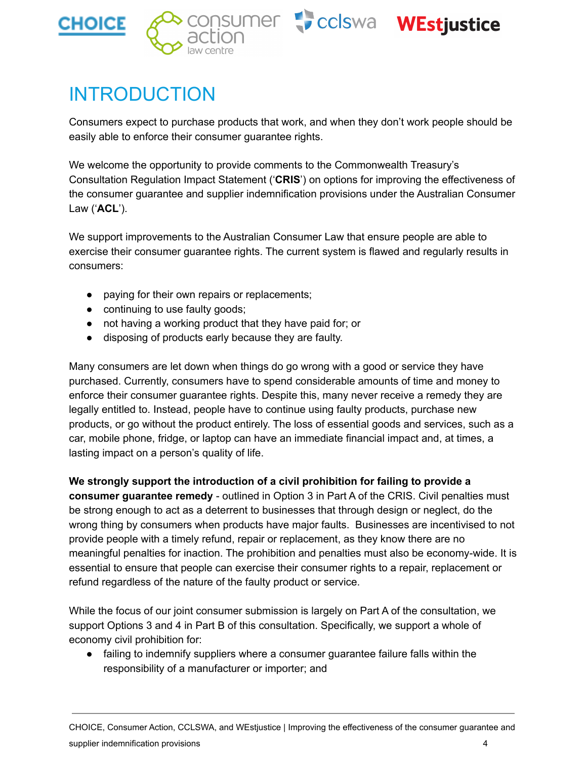# INTRODUCTION

Consumers expect to purchase products that work, and when they don't work people should be easily able to enforce their consumer guarantee rights.

We welcome the opportunity to provide comments to the Commonwealth Treasury's Consultation Regulation Impact Statement ('**CRIS**') on options for improving the effectiveness of the consumer guarantee and supplier indemnification provisions under the Australian Consumer Law ('**ACL**').

We support improvements to the Australian Consumer Law that ensure people are able to exercise their consumer guarantee rights. The current system is flawed and regularly results in consumers:

- paying for their own repairs or replacements;
- continuing to use faulty goods;
- not having a working product that they have paid for; or
- disposing of products early because they are faulty.

Many consumers are let down when things do go wrong with a good or service they have purchased. Currently, consumers have to spend considerable amounts of time and money to enforce their consumer guarantee rights. Despite this, many never receive a remedy they are legally entitled to. Instead, people have to continue using faulty products, purchase new products, or go without the product entirely. The loss of essential goods and services, such as a car, mobile phone, fridge, or laptop can have an immediate financial impact and, at times, a lasting impact on a person's quality of life.

**We strongly support the introduction of a civil prohibition for failing to provide a consumer guarantee remedy** - outlined in Option 3 in Part A of the CRIS. Civil penalties must be strong enough to act as a deterrent to businesses that through design or neglect, do the wrong thing by consumers when products have major faults. Businesses are incentivised to not provide people with a timely refund, repair or replacement, as they know there are no meaningful penalties for inaction. The prohibition and penalties must also be economy-wide. It is essential to ensure that people can exercise their consumer rights to a repair, replacement or refund regardless of the nature of the faulty product or service.

While the focus of our joint consumer submission is largely on Part A of the consultation, we support Options 3 and 4 in Part B of this consultation. Specifically, we support a whole of economy civil prohibition for:

- failing to indemnify suppliers where a consumer guarantee failure falls within the responsibility of a manufacturer or importer; and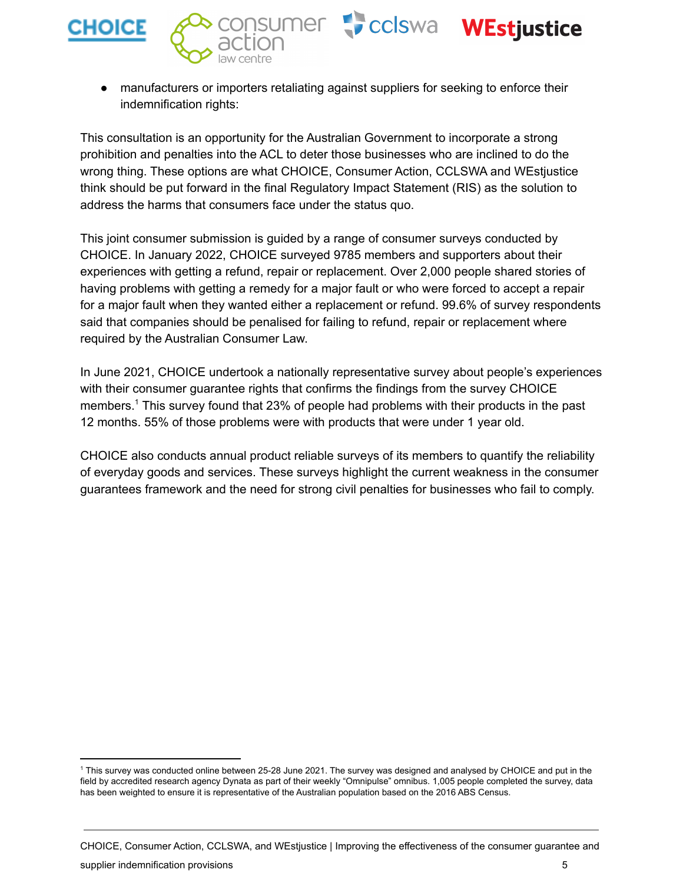- manufacturers or importers retaliating against suppliers for seeking to enforce their indemnification rights:

This consultation is an opportunity for the Australian Government to incorporate a strong prohibition and penalties into the ACL to deter those businesses who are inclined to do the wrong thing. These options are what CHOICE, Consumer Action, CCLSWA and WEstjustice think should be put forward in the final Regulatory Impact Statement (RIS) as the solution to address the harms that consumers face under the status quo.

This joint consumer submission is guided by a range of consumer surveys conducted by CHOICE. In January 2022, CHOICE surveyed 9785 members and supporters about their experiences with getting a refund, repair or replacement. Over 2,000 people shared stories of having problems with getting a remedy for a major fault or who were forced to accept a repair for a major fault when they wanted either a replacement or refund. 99.6% of survey respondents said that companies should be penalised for failing to refund, repair or replacement where required by the Australian Consumer Law.

In June 2021, CHOICE undertook a nationally representative survey about people's experiences with their consumer guarantee rights that confirms the findings from the survey CHOICE members.[1] This survey found that 23% of people had problems with their products in the past 12 months. 55% of those problems were with products that were under 1 year old.

CHOICE also conducts annual product reliable surveys of its members to quantify the reliability of everyday goods and services. These surveys highlight the current weakness in the consumer guarantees framework and the need for strong civil penalties for businesses who fail to comply.

[1] This survey was conducted online between 25-28 June 2021. The survey was designed and analysed by CHOICE and put in the field by accredited research agency Dynata as part of their weekly "Omnipulse" omnibus. 1,005 people completed the survey, data has been weighted to ensure it is representative of the Australian population based on the 2016 ABS Census.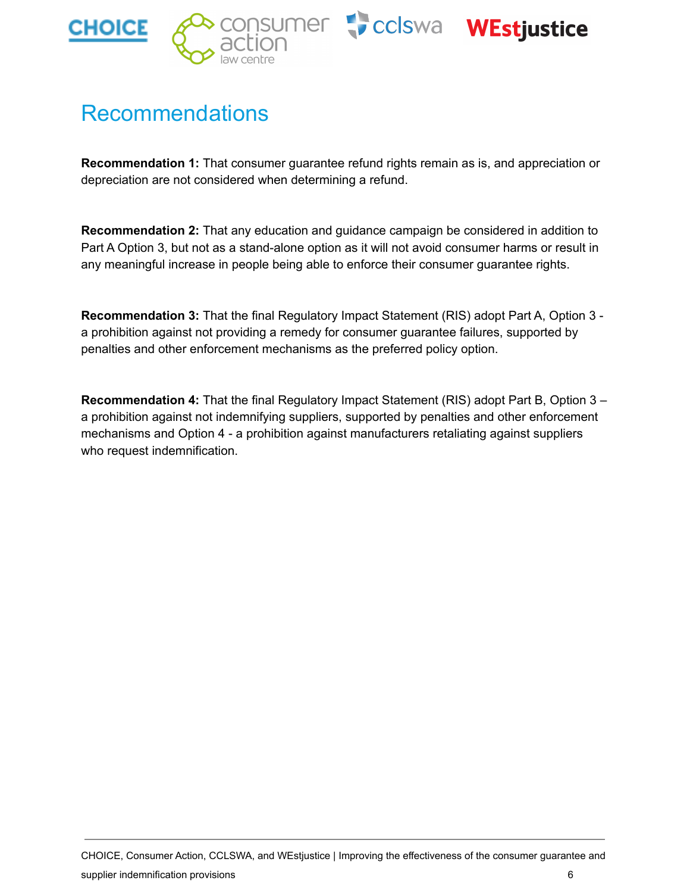# Recommendations

**Recommendation 1:** That consumer guarantee refund rights remain as is, and appreciation or depreciation are not considered when determining a refund.

**Recommendation 2:** That any education and guidance campaign be considered in addition to Part A Option 3, but not as a stand-alone option as it will not avoid consumer harms or result in any meaningful increase in people being able to enforce their consumer guarantee rights.

**Recommendation 3:** That the final Regulatory Impact Statement (RIS) adopt Part A, Option 3 - a prohibition against not providing a remedy for consumer guarantee failures, supported by penalties and other enforcement mechanisms as the preferred policy option.

**Recommendation 4:** That the final Regulatory Impact Statement (RIS) adopt Part B, Option 3 – a prohibition against not indemnifying suppliers, supported by penalties and other enforcement mechanisms and Option 4 - a prohibition against manufacturers retaliating against suppliers who request indemnification.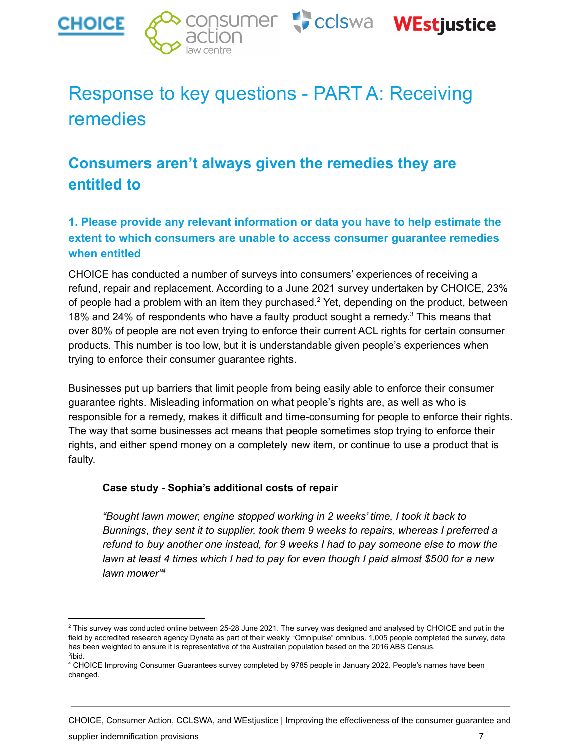# Response to key questions - PART A: Receiving remedies

## Consumers aren't always given the remedies they are entitled to

### 1. Please provide any relevant information or data you have to help estimate the extent to which consumers are unable to access consumer guarantee remedies when entitled

CHOICE has conducted a number of surveys into consumers' experiences of receiving a refund, repair and replacement. According to a June 2021 survey undertaken by CHOICE, 23% of people had a problem with an item they purchased.[2] Yet, depending on the product, between 18% and 24% of respondents who have a faulty product sought a remedy.[3] This means that over 80% of people are not even trying to enforce their current ACL rights for certain consumer products. This number is too low, but it is understandable given people's experiences when trying to enforce their consumer guarantee rights.

Businesses put up barriers that limit people from being easily able to enforce their consumer guarantee rights. Misleading information on what people's rights are, as well as who is responsible for a remedy, makes it difficult and time-consuming for people to enforce their rights. The way that some businesses act means that people sometimes stop trying to enforce their rights, and either spend money on a completely new item, or continue to use a product that is faulty.

> **Case study - Sophia's additional costs of repair**
>
> *"Bought lawn mower, engine stopped working in 2 weeks' time, I took it back to Bunnings, they sent it to supplier, took them 9 weeks to repairs, whereas I preferred a refund to buy another one instead, for 9 weeks I had to pay someone else to mow the lawn at least 4 times which I had to pay for even though I paid almost $500 for a new lawn mower"*[4]

---

[2] This survey was conducted online between 25-28 June 2021. The survey was designed and analysed by CHOICE and put in the field by accredited research agency Dynata as part of their weekly "Omnipulse" omnibus. 1,005 people completed the survey, data has been weighted to ensure it is representative of the Australian population based on the 2016 ABS Census.

[3] ibid.

[4] CHOICE Improving Consumer Guarantees survey completed by 9785 people in January 2022. People's names have been changed.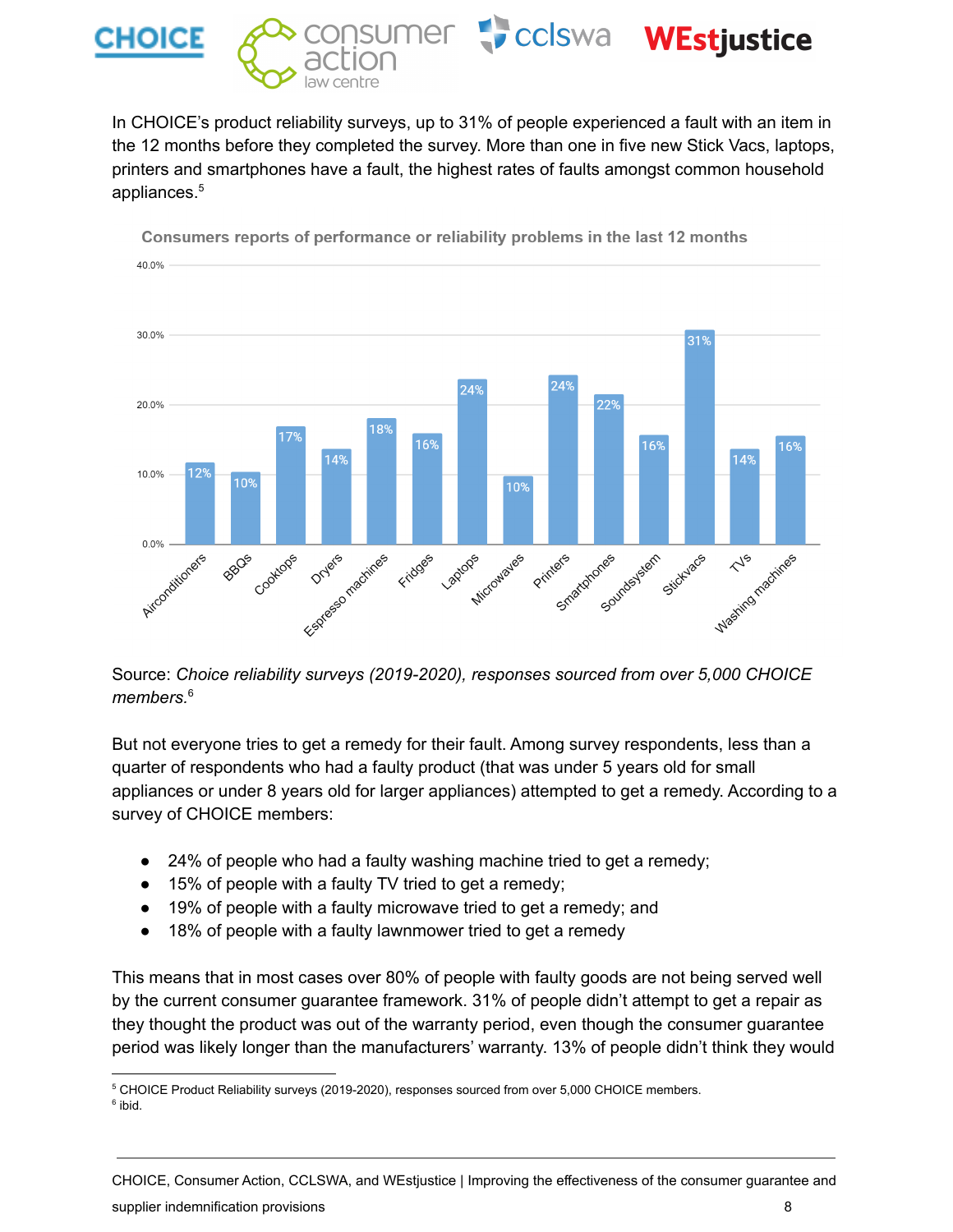In CHOICE's product reliability surveys, up to 31% of people experienced a fault with an item in the 12 months before they completed the survey. More than one in five new Stick Vacs, laptops, printers and smartphones have a fault, the highest rates of faults amongst common household appliances.[5]

**Consumers reports of performance or reliability problems in the last 12 months**

| Product | Reported problems |
|---|---|
| Airconditioners | 12% |
| BBQs | 10% |
| Cooktops | 17% |
| Dryers | 14% |
| Espresso machines | 18% |
| Fridges | 16% |
| Laptops | 24% |
| Microwaves | 10% |
| Printers | 24% |
| Smartphones | 22% |
| Soundsystem | 16% |
| Stickvacs | 31% |
| TVs | 14% |
| Washing machines | 16% |

Source: *Choice reliability surveys (2019-2020), responses sourced from over 5,000 CHOICE members.*[6]

But not everyone tries to get a remedy for their fault. Among survey respondents, less than a quarter of respondents who had a faulty product (that was under 5 years old for small appliances or under 8 years old for larger appliances) attempted to get a remedy. According to a survey of CHOICE members:

- 24% of people who had a faulty washing machine tried to get a remedy;
- 15% of people with a faulty TV tried to get a remedy;
- 19% of people with a faulty microwave tried to get a remedy; and
- 18% of people with a faulty lawnmower tried to get a remedy

This means that in most cases over 80% of people with faulty goods are not being served well by the current consumer guarantee framework. 31% of people didn't attempt to get a repair as they thought the product was out of the warranty period, even though the consumer guarantee period was likely longer than the manufacturers' warranty. 13% of people didn't think they would

---

[5] CHOICE Product Reliability surveys (2019-2020), responses sourced from over 5,000 CHOICE members.

[6] ibid.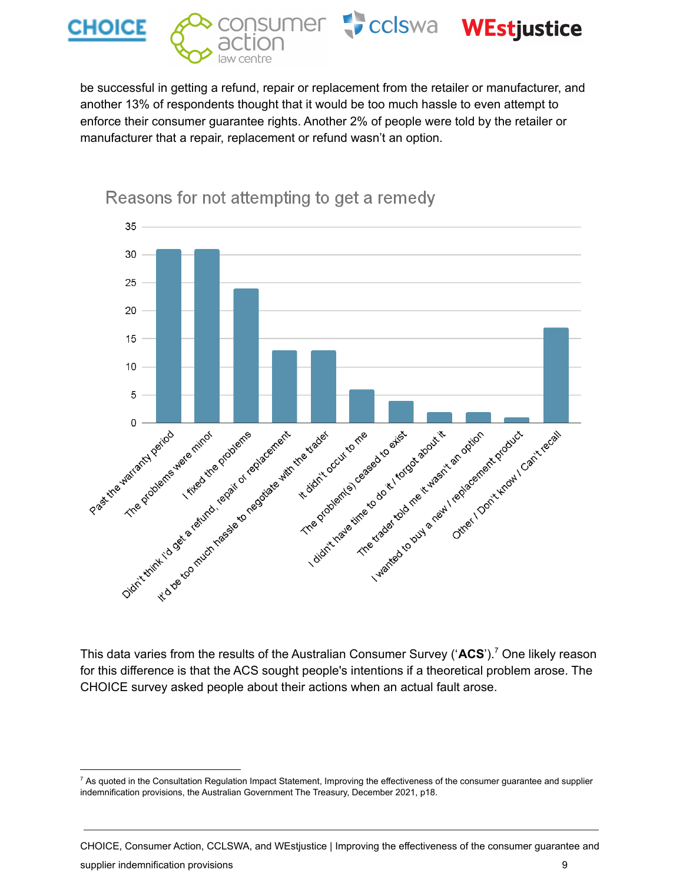be successful in getting a refund, repair or replacement from the retailer or manufacturer, and another 13% of respondents thought that it would be too much hassle to even attempt to enforce their consumer guarantee rights. Another 2% of people were told by the retailer or manufacturer that a repair, replacement or refund wasn't an option.

**Reasons for not attempting to get a remedy**

| Reason | Value |
|---|---|
| Past the warranty period | 31 |
| The problems were minor | 31 |
| I fixed the problems | 24 |
| Didn't think I'd get a refund, repair or replacement | 13 |
| It'd be too much hassle to negotiate with the trader | 13 |
| It didn't occur to me | 6 |
| The problem(s) ceased to exist | 4 |
| I didn't have time to do it / forgot about it | 2 |
| The trader told me it wasn't an option | 2 |
| I wanted to buy a new / replacement product | 1 |
| Other / Don't know / Can't recall | 17 |

This data varies from the results of the Australian Consumer Survey ('**ACS**').[7] One likely reason for this difference is that the ACS sought people's intentions if a theoretical problem arose. The CHOICE survey asked people about their actions when an actual fault arose.

---

[7] As quoted in the Consultation Regulation Impact Statement, Improving the effectiveness of the consumer guarantee and supplier indemnification provisions, the Australian Government The Treasury, December 2021, p18.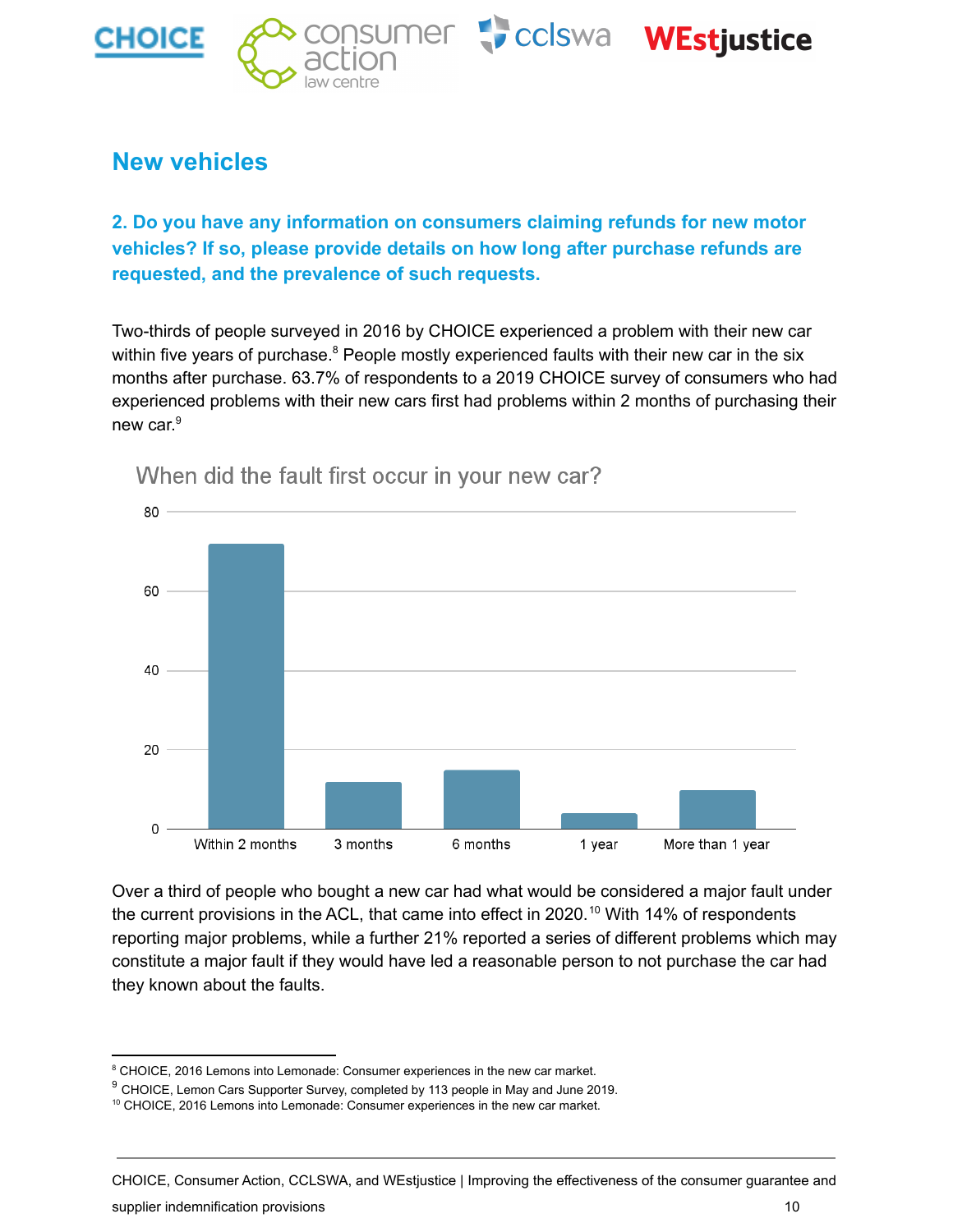## New vehicles

### 2. Do you have any information on consumers claiming refunds for new motor vehicles? If so, please provide details on how long after purchase refunds are requested, and the prevalence of such requests.

Two-thirds of people surveyed in 2016 by CHOICE experienced a problem with their new car within five years of purchase.[8] People mostly experienced faults with their new car in the six months after purchase. 63.7% of respondents to a 2019 CHOICE survey of consumers who had experienced problems with their new cars first had problems within 2 months of purchasing their new car.[9]

When did the fault first occur in your new car?

| When did the fault first occur | Approx. value |
|---|---|
| Within 2 months | 72 |
| 3 months | 12 |
| 6 months | 15 |
| 1 year | 4 |
| More than 1 year | 10 |

Over a third of people who bought a new car had what would be considered a major fault under the current provisions in the ACL, that came into effect in 2020.[10] With 14% of respondents reporting major problems, while a further 21% reported a series of different problems which may constitute a major fault if they would have led a reasonable person to not purchase the car had they known about the faults.

---

[8] CHOICE, 2016 Lemons into Lemonade: Consumer experiences in the new car market.

[9] CHOICE, Lemon Cars Supporter Survey, completed by 113 people in May and June 2019.

[10] CHOICE, 2016 Lemons into Lemonade: Consumer experiences in the new car market.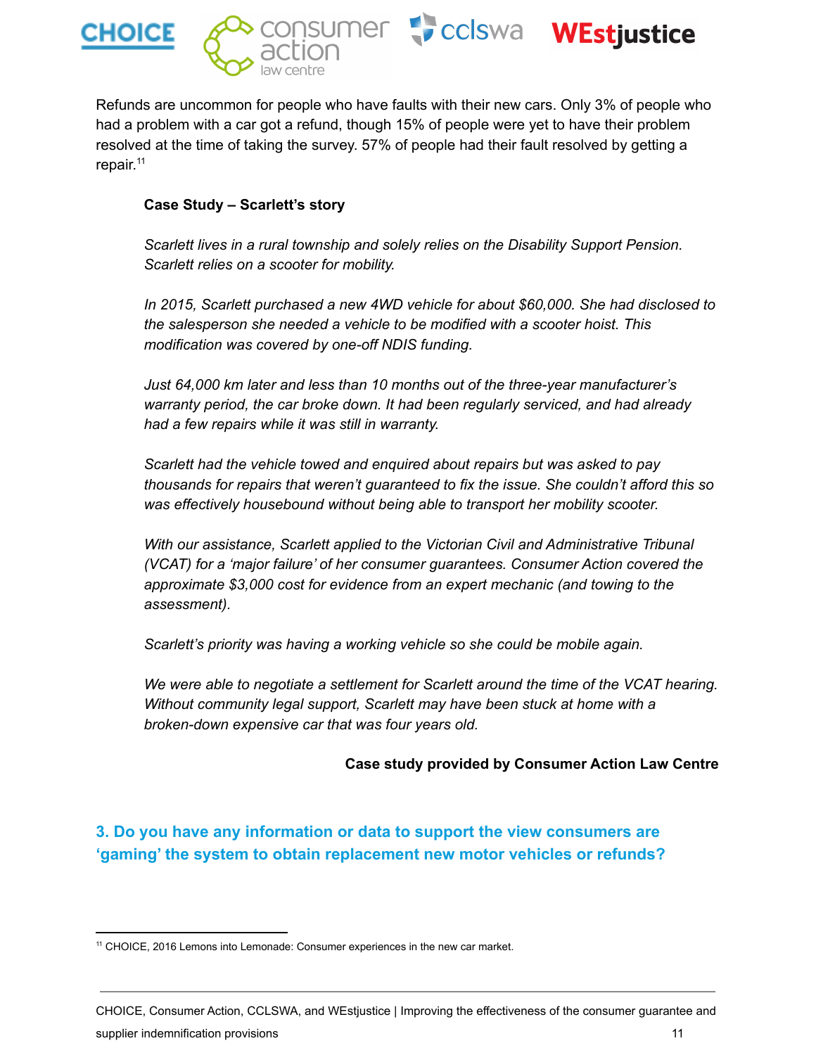Refunds are uncommon for people who have faults with their new cars. Only 3% of people who had a problem with a car got a refund, though 15% of people were yet to have their problem resolved at the time of taking the survey. 57% of people had their fault resolved by getting a repair.[11]

> **Case Study – Scarlett's story**
>
> *Scarlett lives in a rural township and solely relies on the Disability Support Pension. Scarlett relies on a scooter for mobility.*
>
> *In 2015, Scarlett purchased a new 4WD vehicle for about $60,000. She had disclosed to the salesperson she needed a vehicle to be modified with a scooter hoist. This modification was covered by one-off NDIS funding.*
>
> *Just 64,000 km later and less than 10 months out of the three-year manufacturer's warranty period, the car broke down. It had been regularly serviced, and had already had a few repairs while it was still in warranty.*
>
> *Scarlett had the vehicle towed and enquired about repairs but was asked to pay thousands for repairs that weren't guaranteed to fix the issue. She couldn't afford this so was effectively housebound without being able to transport her mobility scooter.*
>
> *With our assistance, Scarlett applied to the Victorian Civil and Administrative Tribunal (VCAT) for a 'major failure' of her consumer guarantees. Consumer Action covered the approximate $3,000 cost for evidence from an expert mechanic (and towing to the assessment).*
>
> *Scarlett's priority was having a working vehicle so she could be mobile again.*
>
> *We were able to negotiate a settlement for Scarlett around the time of the VCAT hearing. Without community legal support, Scarlett may have been stuck at home with a broken-down expensive car that was four years old.*
>
> **Case study provided by Consumer Action Law Centre**

## 3. Do you have any information or data to support the view consumers are 'gaming' the system to obtain replacement new motor vehicles or refunds?

---

[11] CHOICE, 2016 Lemons into Lemonade: Consumer experiences in the new car market.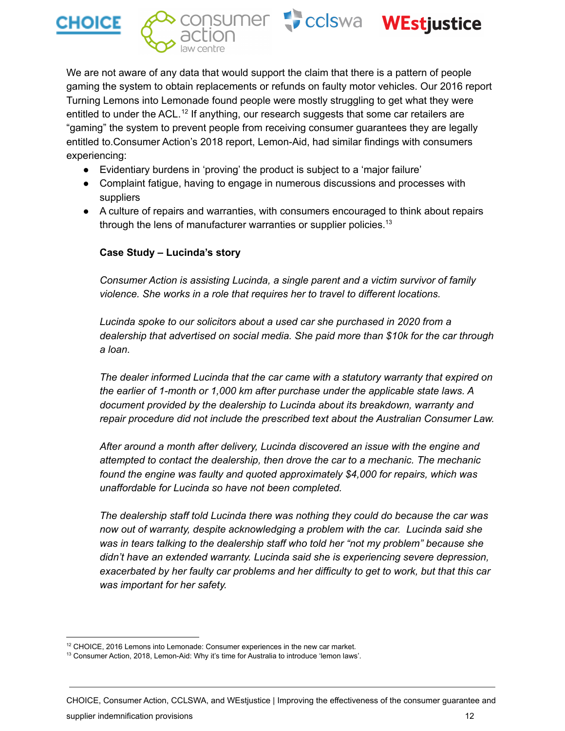We are not aware of any data that would support the claim that there is a pattern of people gaming the system to obtain replacements or refunds on faulty motor vehicles. Our 2016 report Turning Lemons into Lemonade found people were mostly struggling to get what they were entitled to under the ACL.[12] If anything, our research suggests that some car retailers are "gaming" the system to prevent people from receiving consumer guarantees they are legally entitled to.Consumer Action's 2018 report, Lemon-Aid, had similar findings with consumers experiencing:

- Evidentiary burdens in 'proving' the product is subject to a 'major failure'
- Complaint fatigue, having to engage in numerous discussions and processes with suppliers
- A culture of repairs and warranties, with consumers encouraged to think about repairs through the lens of manufacturer warranties or supplier policies.[13]

**Case Study – Lucinda's story**

*Consumer Action is assisting Lucinda, a single parent and a victim survivor of family violence. She works in a role that requires her to travel to different locations.*

*Lucinda spoke to our solicitors about a used car she purchased in 2020 from a dealership that advertised on social media. She paid more than $10k for the car through a loan.*

*The dealer informed Lucinda that the car came with a statutory warranty that expired on the earlier of 1-month or 1,000 km after purchase under the applicable state laws. A document provided by the dealership to Lucinda about its breakdown, warranty and repair procedure did not include the prescribed text about the Australian Consumer Law.*

*After around a month after delivery, Lucinda discovered an issue with the engine and attempted to contact the dealership, then drove the car to a mechanic. The mechanic found the engine was faulty and quoted approximately $4,000 for repairs, which was unaffordable for Lucinda so have not been completed.*

*The dealership staff told Lucinda there was nothing they could do because the car was now out of warranty, despite acknowledging a problem with the car. Lucinda said she was in tears talking to the dealership staff who told her "not my problem" because she didn't have an extended warranty. Lucinda said she is experiencing severe depression, exacerbated by her faulty car problems and her difficulty to get to work, but that this car was important for her safety.*

---

[12] CHOICE, 2016 Lemons into Lemonade: Consumer experiences in the new car market.

[13] Consumer Action, 2018, Lemon-Aid: Why it's time for Australia to introduce 'lemon laws'.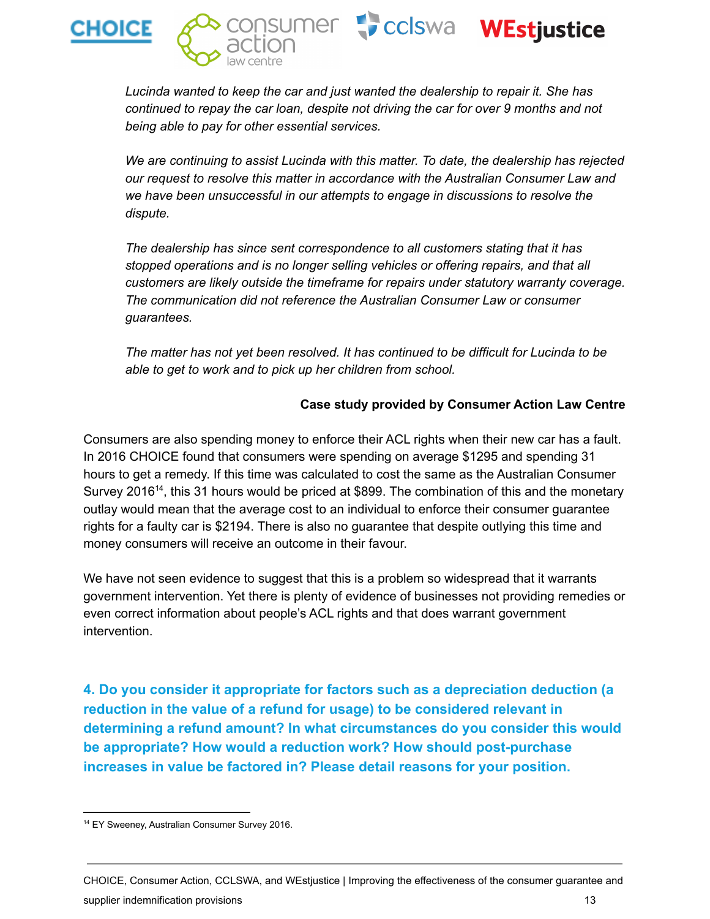*Lucinda wanted to keep the car and just wanted the dealership to repair it. She has continued to repay the car loan, despite not driving the car for over 9 months and not being able to pay for other essential services.*

*We are continuing to assist Lucinda with this matter. To date, the dealership has rejected our request to resolve this matter in accordance with the Australian Consumer Law and we have been unsuccessful in our attempts to engage in discussions to resolve the dispute.*

*The dealership has since sent correspondence to all customers stating that it has stopped operations and is no longer selling vehicles or offering repairs, and that all customers are likely outside the timeframe for repairs under statutory warranty coverage. The communication did not reference the Australian Consumer Law or consumer guarantees.*

*The matter has not yet been resolved. It has continued to be difficult for Lucinda to be able to get to work and to pick up her children from school.*

**Case study provided by Consumer Action Law Centre**

Consumers are also spending money to enforce their ACL rights when their new car has a fault. In 2016 CHOICE found that consumers were spending on average $1295 and spending 31 hours to get a remedy. If this time was calculated to cost the same as the Australian Consumer Survey 2016[14], this 31 hours would be priced at $899. The combination of this and the monetary outlay would mean that the average cost to an individual to enforce their consumer guarantee rights for a faulty car is $2194. There is also no guarantee that despite outlying this time and money consumers will receive an outcome in their favour.

We have not seen evidence to suggest that this is a problem so widespread that it warrants government intervention. Yet there is plenty of evidence of businesses not providing remedies or even correct information about people's ACL rights and that does warrant government intervention.

## 4. Do you consider it appropriate for factors such as a depreciation deduction (a reduction in the value of a refund for usage) to be considered relevant in determining a refund amount? In what circumstances do you consider this would be appropriate? How would a reduction work? How should post-purchase increases in value be factored in? Please detail reasons for your position.

---

[14] EY Sweeney, Australian Consumer Survey 2016.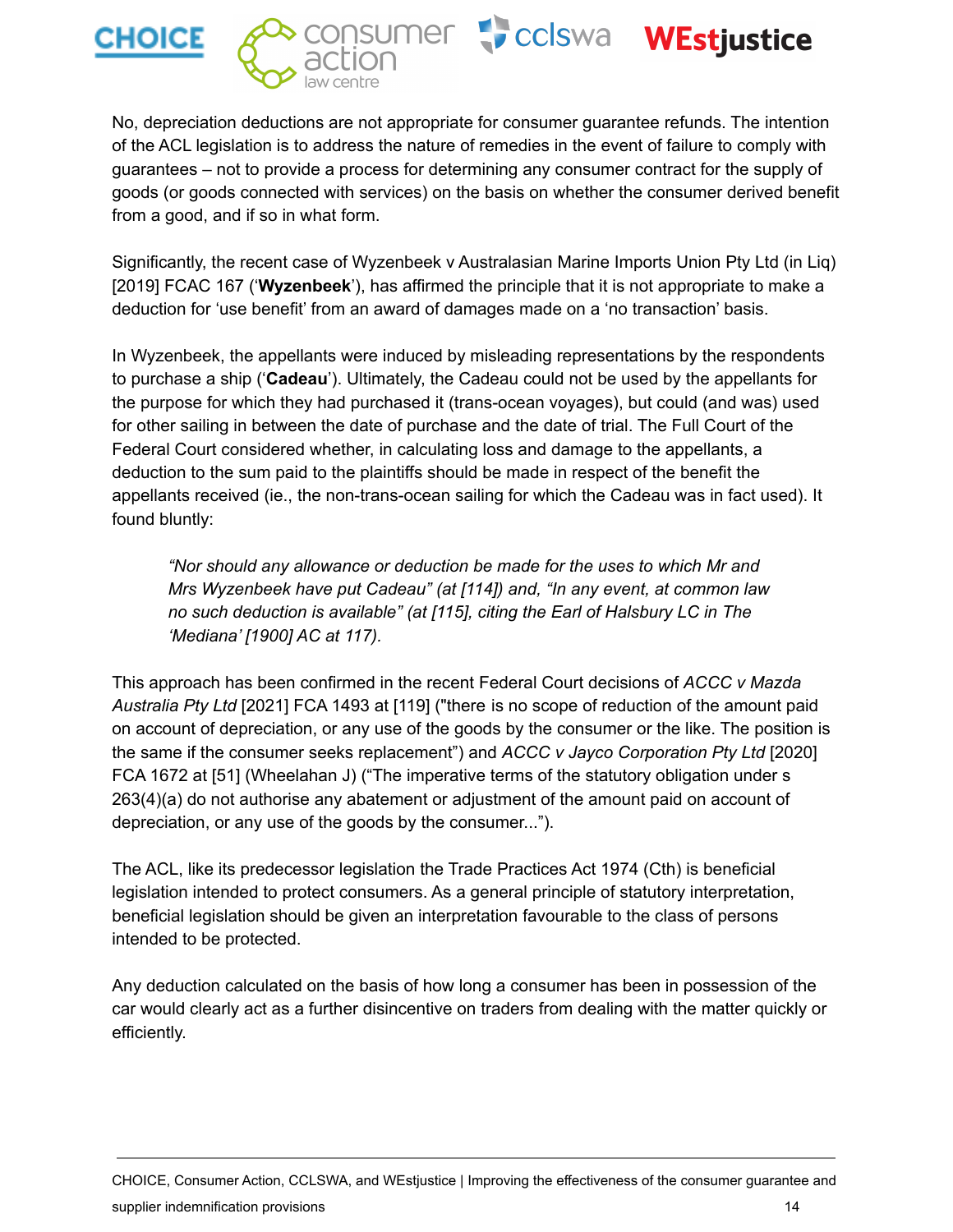No, depreciation deductions are not appropriate for consumer guarantee refunds. The intention of the ACL legislation is to address the nature of remedies in the event of failure to comply with guarantees – not to provide a process for determining any consumer contract for the supply of goods (or goods connected with services) on the basis on whether the consumer derived benefit from a good, and if so in what form.

Significantly, the recent case of Wyzenbeek v Australasian Marine Imports Union Pty Ltd (in Liq) [2019] FCAC 167 ('**Wyzenbeek**'), has affirmed the principle that it is not appropriate to make a deduction for 'use benefit' from an award of damages made on a 'no transaction' basis.

In Wyzenbeek, the appellants were induced by misleading representations by the respondents to purchase a ship ('**Cadeau**'). Ultimately, the Cadeau could not be used by the appellants for the purpose for which they had purchased it (trans-ocean voyages), but could (and was) used for other sailing in between the date of purchase and the date of trial. The Full Court of the Federal Court considered whether, in calculating loss and damage to the appellants, a deduction to the sum paid to the plaintiffs should be made in respect of the benefit the appellants received (ie., the non-trans-ocean sailing for which the Cadeau was in fact used). It found bluntly:

> *"Nor should any allowance or deduction be made for the uses to which Mr and Mrs Wyzenbeek have put Cadeau" (at [114]) and, "In any event, at common law no such deduction is available" (at [115], citing the Earl of Halsbury LC in The 'Mediana' [1900] AC at 117).*

This approach has been confirmed in the recent Federal Court decisions of *ACCC v Mazda Australia Pty Ltd* [2021] FCA 1493 at [119] ("there is no scope of reduction of the amount paid on account of depreciation, or any use of the goods by the consumer or the like. The position is the same if the consumer seeks replacement") and *ACCC v Jayco Corporation Pty Ltd* [2020] FCA 1672 at [51] (Wheelahan J) ("The imperative terms of the statutory obligation under s 263(4)(a) do not authorise any abatement or adjustment of the amount paid on account of depreciation, or any use of the goods by the consumer...").

The ACL, like its predecessor legislation the Trade Practices Act 1974 (Cth) is beneficial legislation intended to protect consumers. As a general principle of statutory interpretation, beneficial legislation should be given an interpretation favourable to the class of persons intended to be protected.

Any deduction calculated on the basis of how long a consumer has been in possession of the car would clearly act as a further disincentive on traders from dealing with the matter quickly or efficiently.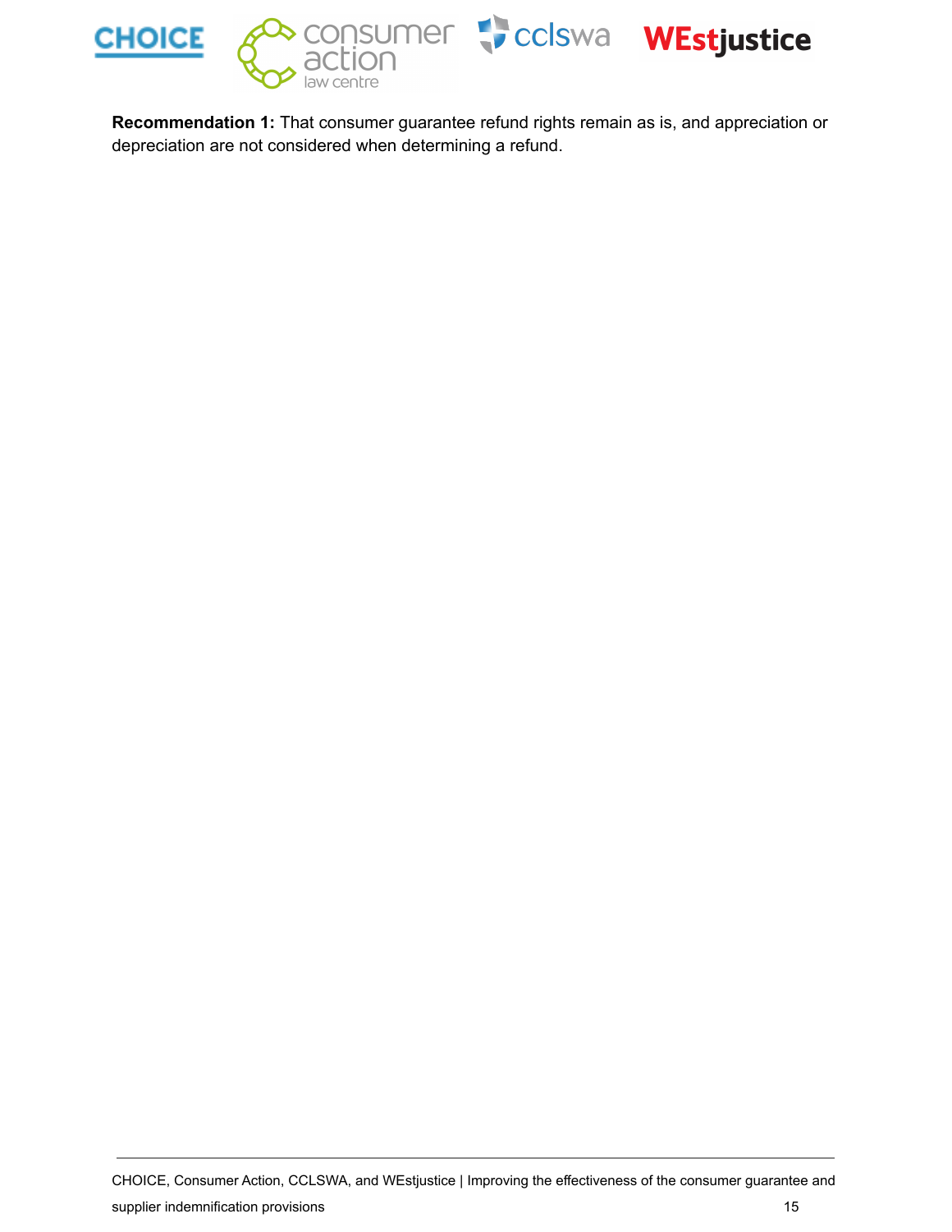**Recommendation 1:** That consumer guarantee refund rights remain as is, and appreciation or depreciation are not considered when determining a refund.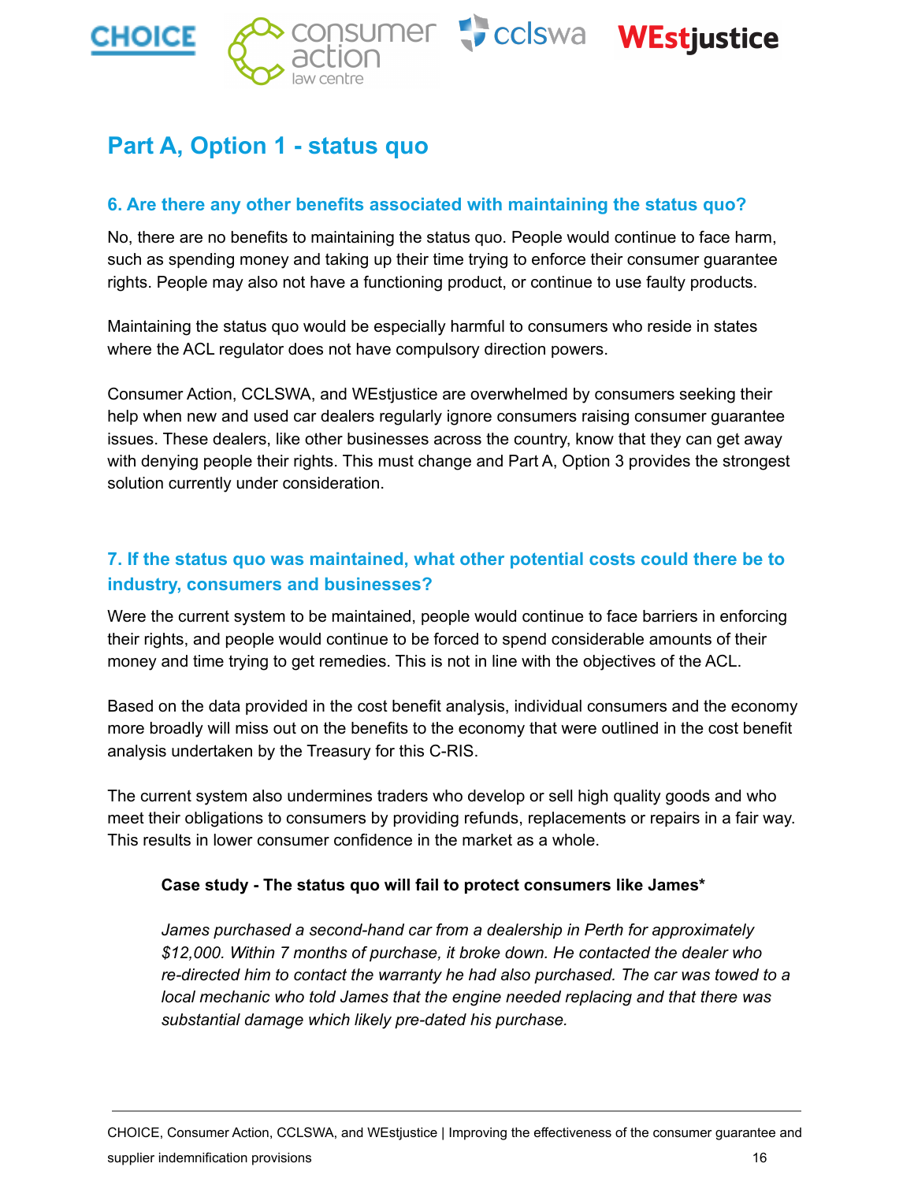## Part A, Option 1 - status quo

### 6. Are there any other benefits associated with maintaining the status quo?

No, there are no benefits to maintaining the status quo. People would continue to face harm, such as spending money and taking up their time trying to enforce their consumer guarantee rights. People may also not have a functioning product, or continue to use faulty products.

Maintaining the status quo would be especially harmful to consumers who reside in states where the ACL regulator does not have compulsory direction powers.

Consumer Action, CCLSWA, and WEstjustice are overwhelmed by consumers seeking their help when new and used car dealers regularly ignore consumers raising consumer guarantee issues. These dealers, like other businesses across the country, know that they can get away with denying people their rights. This must change and Part A, Option 3 provides the strongest solution currently under consideration.

### 7. If the status quo was maintained, what other potential costs could there be to industry, consumers and businesses?

Were the current system to be maintained, people would continue to face barriers in enforcing their rights, and people would continue to be forced to spend considerable amounts of their money and time trying to get remedies. This is not in line with the objectives of the ACL.

Based on the data provided in the cost benefit analysis, individual consumers and the economy more broadly will miss out on the benefits to the economy that were outlined in the cost benefit analysis undertaken by the Treasury for this C-RIS.

The current system also undermines traders who develop or sell high quality goods and who meet their obligations to consumers by providing refunds, replacements or repairs in a fair way. This results in lower consumer confidence in the market as a whole.

> **Case study - The status quo will fail to protect consumers like James***
>
> *James purchased a second-hand car from a dealership in Perth for approximately $12,000. Within 7 months of purchase, it broke down. He contacted the dealer who re-directed him to contact the warranty he had also purchased. The car was towed to a local mechanic who told James that the engine needed replacing and that there was substantial damage which likely pre-dated his purchase.*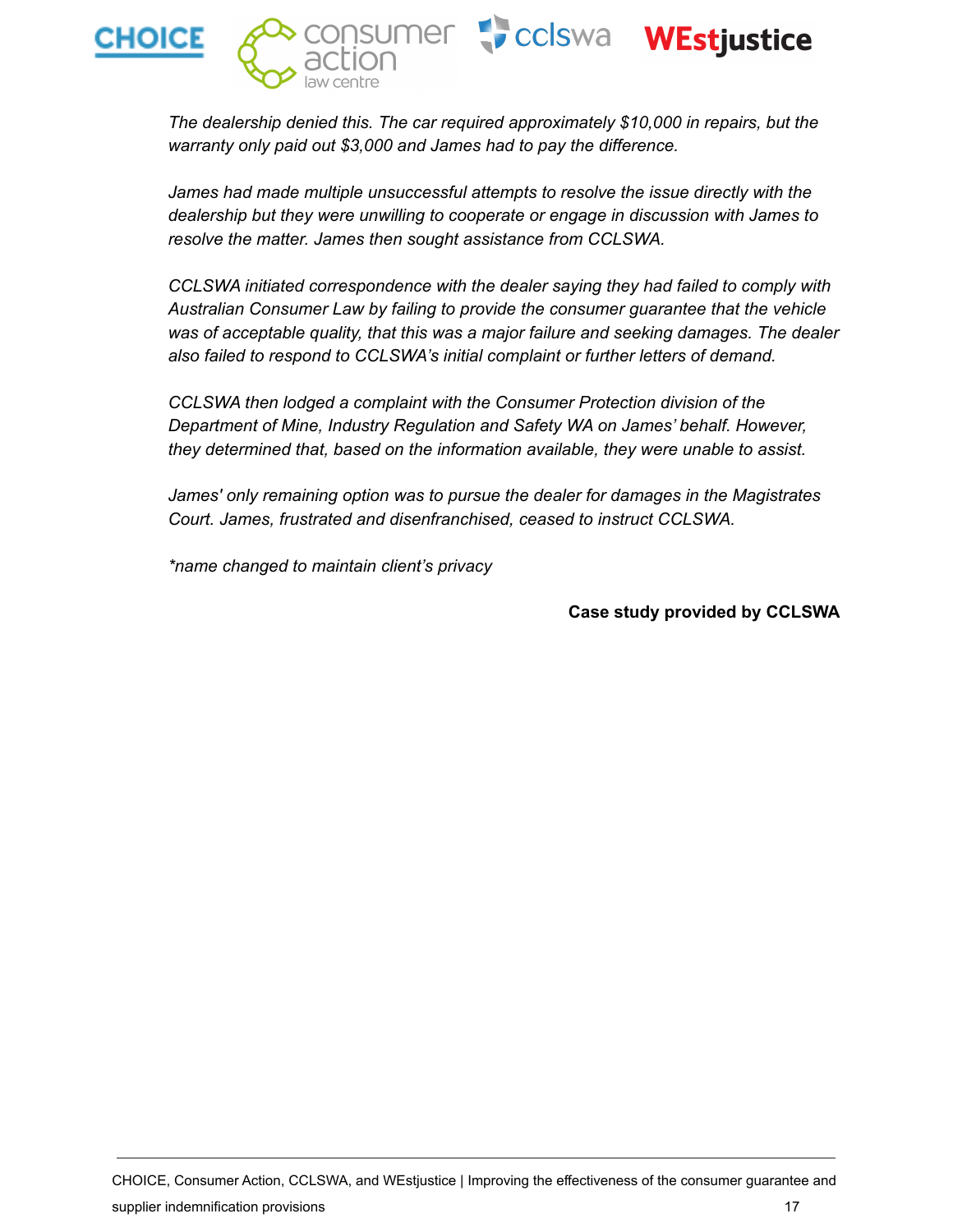*The dealership denied this. The car required approximately $10,000 in repairs, but the warranty only paid out $3,000 and James had to pay the difference.*

*James had made multiple unsuccessful attempts to resolve the issue directly with the dealership but they were unwilling to cooperate or engage in discussion with James to resolve the matter. James then sought assistance from CCLSWA.*

*CCLSWA initiated correspondence with the dealer saying they had failed to comply with Australian Consumer Law by failing to provide the consumer guarantee that the vehicle was of acceptable quality, that this was a major failure and seeking damages. The dealer also failed to respond to CCLSWA's initial complaint or further letters of demand.*

*CCLSWA then lodged a complaint with the Consumer Protection division of the Department of Mine, Industry Regulation and Safety WA on James' behalf. However, they determined that, based on the information available, they were unable to assist.*

*James' only remaining option was to pursue the dealer for damages in the Magistrates Court. James, frustrated and disenfranchised, ceased to instruct CCLSWA.*

*\*name changed to maintain client's privacy*

**Case study provided by CCLSWA**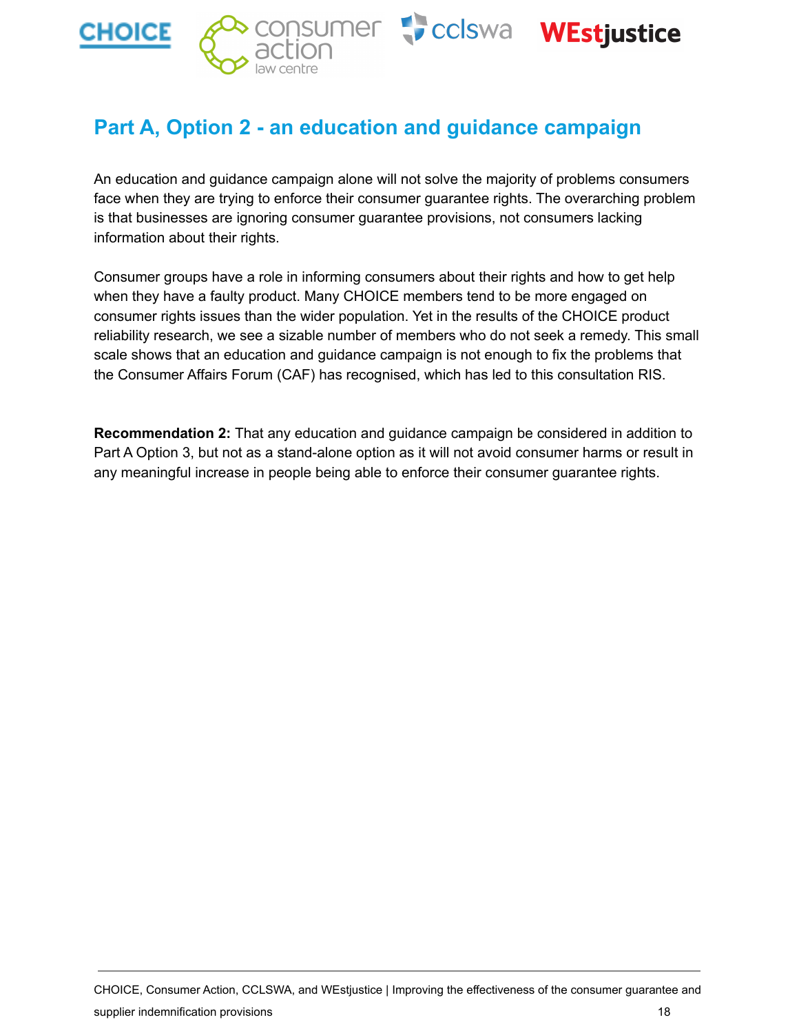## Part A, Option 2 - an education and guidance campaign

An education and guidance campaign alone will not solve the majority of problems consumers face when they are trying to enforce their consumer guarantee rights. The overarching problem is that businesses are ignoring consumer guarantee provisions, not consumers lacking information about their rights.

Consumer groups have a role in informing consumers about their rights and how to get help when they have a faulty product. Many CHOICE members tend to be more engaged on consumer rights issues than the wider population. Yet in the results of the CHOICE product reliability research, we see a sizable number of members who do not seek a remedy. This small scale shows that an education and guidance campaign is not enough to fix the problems that the Consumer Affairs Forum (CAF) has recognised, which has led to this consultation RIS.

**Recommendation 2:** That any education and guidance campaign be considered in addition to Part A Option 3, but not as a stand-alone option as it will not avoid consumer harms or result in any meaningful increase in people being able to enforce their consumer guarantee rights.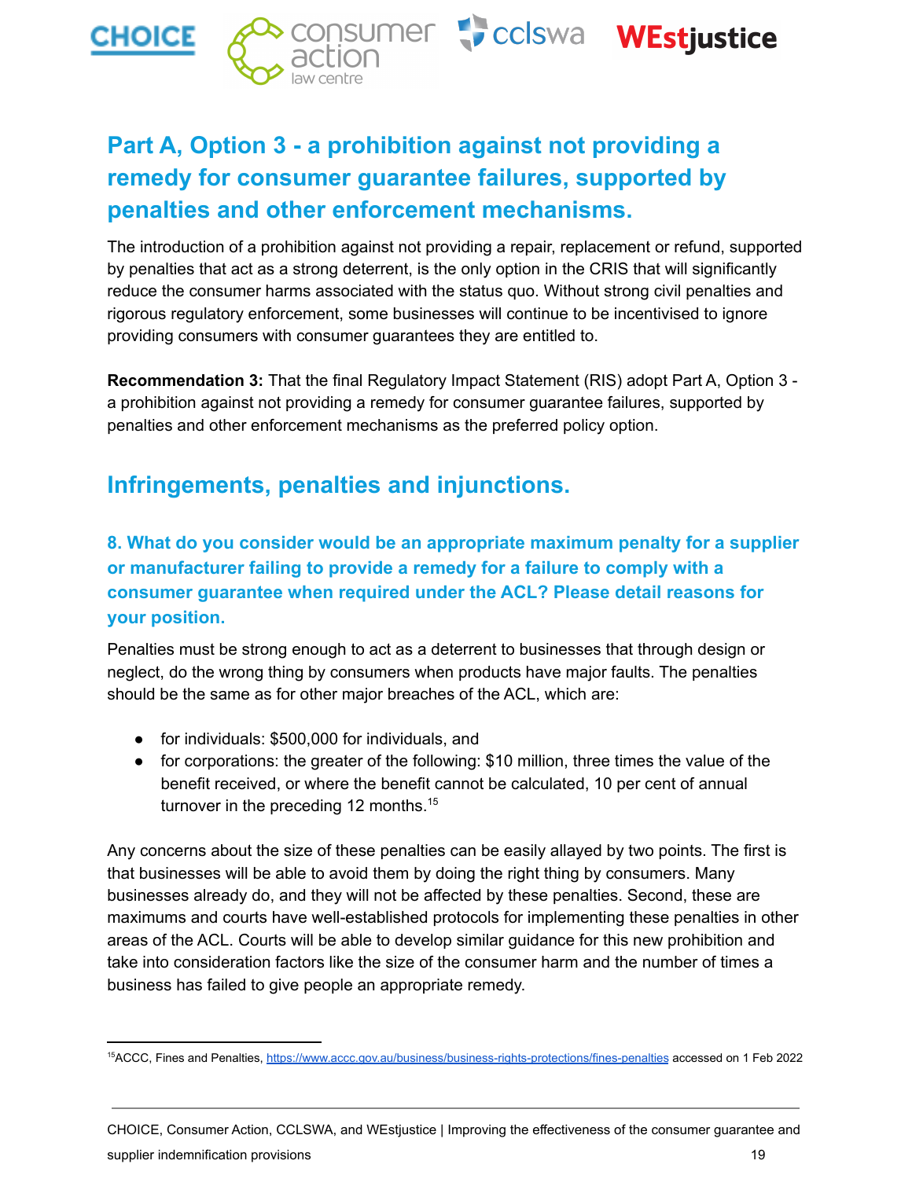## Part A, Option 3 - a prohibition against not providing a remedy for consumer guarantee failures, supported by penalties and other enforcement mechanisms.

The introduction of a prohibition against not providing a repair, replacement or refund, supported by penalties that act as a strong deterrent, is the only option in the CRIS that will significantly reduce the consumer harms associated with the status quo. Without strong civil penalties and rigorous regulatory enforcement, some businesses will continue to be incentivised to ignore providing consumers with consumer guarantees they are entitled to.

**Recommendation 3:** That the final Regulatory Impact Statement (RIS) adopt Part A, Option 3 - a prohibition against not providing a remedy for consumer guarantee failures, supported by penalties and other enforcement mechanisms as the preferred policy option.

## Infringements, penalties and injunctions.

### 8. What do you consider would be an appropriate maximum penalty for a supplier or manufacturer failing to provide a remedy for a failure to comply with a consumer guarantee when required under the ACL? Please detail reasons for your position.

Penalties must be strong enough to act as a deterrent to businesses that through design or neglect, do the wrong thing by consumers when products have major faults. The penalties should be the same as for other major breaches of the ACL, which are:

- for individuals: $500,000 for individuals, and
- for corporations: the greater of the following: $10 million, three times the value of the benefit received, or where the benefit cannot be calculated, 10 per cent of annual turnover in the preceding 12 months.[15]

Any concerns about the size of these penalties can be easily allayed by two points. The first is that businesses will be able to avoid them by doing the right thing by consumers. Many businesses already do, and they will not be affected by these penalties. Second, these are maximums and courts have well-established protocols for implementing these penalties in other areas of the ACL. Courts will be able to develop similar guidance for this new prohibition and take into consideration factors like the size of the consumer harm and the number of times a business has failed to give people an appropriate remedy.

---

[15] ACCC, Fines and Penalties, https://www.accc.gov.au/business/business-rights-protections/fines-penalties accessed on 1 Feb 2022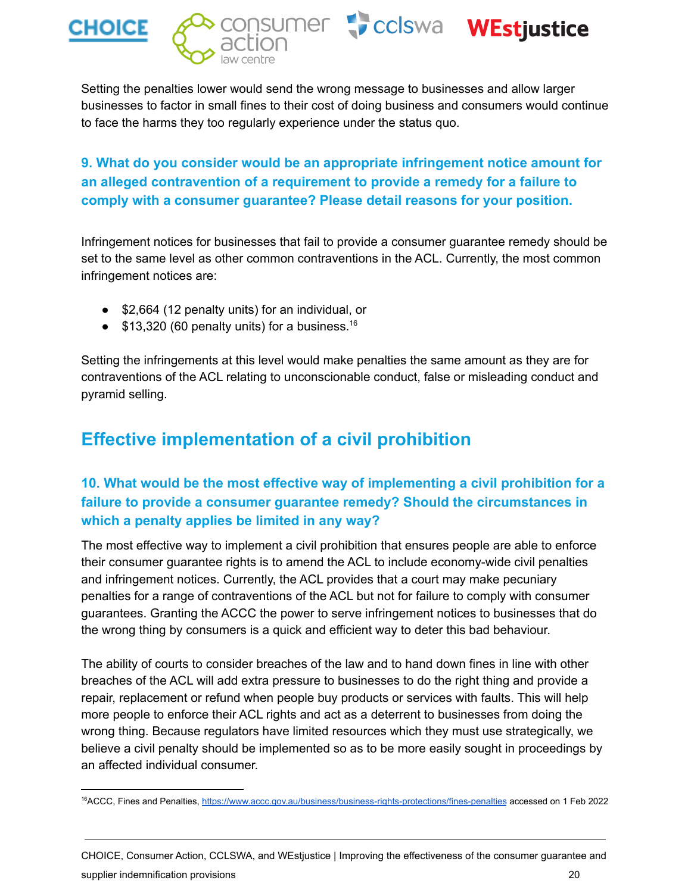Setting the penalties lower would send the wrong message to businesses and allow larger businesses to factor in small fines to their cost of doing business and consumers would continue to face the harms they too regularly experience under the status quo.

### 9. What do you consider would be an appropriate infringement notice amount for an alleged contravention of a requirement to provide a remedy for a failure to comply with a consumer guarantee? Please detail reasons for your position.

Infringement notices for businesses that fail to provide a consumer guarantee remedy should be set to the same level as other common contraventions in the ACL. Currently, the most common infringement notices are:

- $2,664 (12 penalty units) for an individual, or
- $13,320 (60 penalty units) for a business.[16]

Setting the infringements at this level would make penalties the same amount as they are for contraventions of the ACL relating to unconscionable conduct, false or misleading conduct and pyramid selling.

## Effective implementation of a civil prohibition

### 10. What would be the most effective way of implementing a civil prohibition for a failure to provide a consumer guarantee remedy? Should the circumstances in which a penalty applies be limited in any way?

The most effective way to implement a civil prohibition that ensures people are able to enforce their consumer guarantee rights is to amend the ACL to include economy-wide civil penalties and infringement notices. Currently, the ACL provides that a court may make pecuniary penalties for a range of contraventions of the ACL but not for failure to comply with consumer guarantees. Granting the ACCC the power to serve infringement notices to businesses that do the wrong thing by consumers is a quick and efficient way to deter this bad behaviour.

The ability of courts to consider breaches of the law and to hand down fines in line with other breaches of the ACL will add extra pressure to businesses to do the right thing and provide a repair, replacement or refund when people buy products or services with faults. This will help more people to enforce their ACL rights and act as a deterrent to businesses from doing the wrong thing. Because regulators have limited resources which they must use strategically, we believe a civil penalty should be implemented so as to be more easily sought in proceedings by an affected individual consumer.

---

[16] ACCC, Fines and Penalties, https://www.accc.gov.au/business/business-rights-protections/fines-penalties accessed on 1 Feb 2022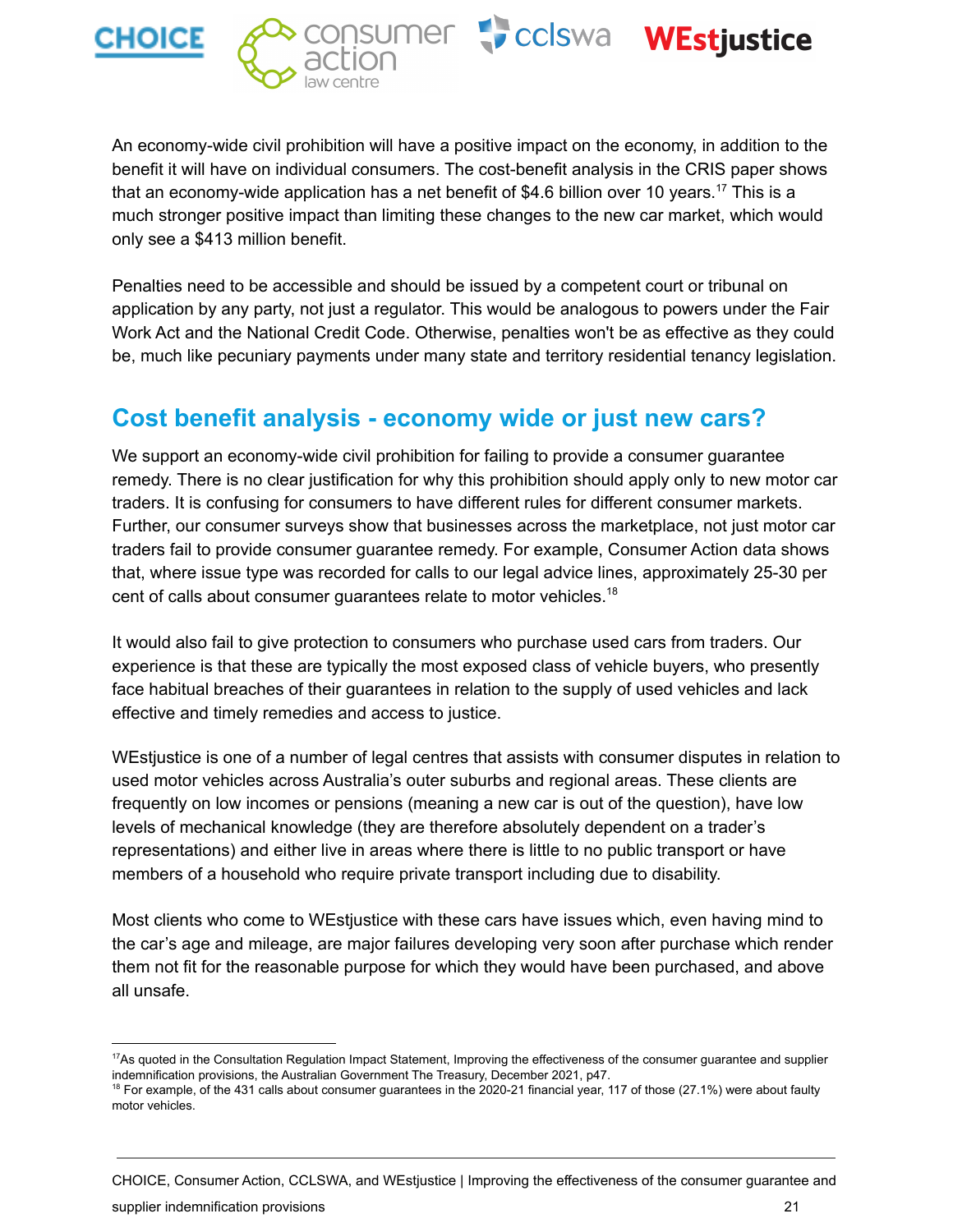An economy-wide civil prohibition will have a positive impact on the economy, in addition to the benefit it will have on individual consumers. The cost-benefit analysis in the CRIS paper shows that an economy-wide application has a net benefit of $4.6 billion over 10 years.[17] This is a much stronger positive impact than limiting these changes to the new car market, which would only see a $413 million benefit.

Penalties need to be accessible and should be issued by a competent court or tribunal on application by any party, not just a regulator. This would be analogous to powers under the Fair Work Act and the National Credit Code. Otherwise, penalties won't be as effective as they could be, much like pecuniary payments under many state and territory residential tenancy legislation.

## Cost benefit analysis - economy wide or just new cars?

We support an economy-wide civil prohibition for failing to provide a consumer guarantee remedy. There is no clear justification for why this prohibition should apply only to new motor car traders. It is confusing for consumers to have different rules for different consumer markets. Further, our consumer surveys show that businesses across the marketplace, not just motor car traders fail to provide consumer guarantee remedy. For example, Consumer Action data shows that, where issue type was recorded for calls to our legal advice lines, approximately 25-30 per cent of calls about consumer guarantees relate to motor vehicles.[18]

It would also fail to give protection to consumers who purchase used cars from traders. Our experience is that these are typically the most exposed class of vehicle buyers, who presently face habitual breaches of their guarantees in relation to the supply of used vehicles and lack effective and timely remedies and access to justice.

WEstjustice is one of a number of legal centres that assists with consumer disputes in relation to used motor vehicles across Australia's outer suburbs and regional areas. These clients are frequently on low incomes or pensions (meaning a new car is out of the question), have low levels of mechanical knowledge (they are therefore absolutely dependent on a trader's representations) and either live in areas where there is little to no public transport or have members of a household who require private transport including due to disability.

Most clients who come to WEstjustice with these cars have issues which, even having mind to the car's age and mileage, are major failures developing very soon after purchase which render them not fit for the reasonable purpose for which they would have been purchased, and above all unsafe.

---

[17] As quoted in the Consultation Regulation Impact Statement, Improving the effectiveness of the consumer guarantee and supplier indemnification provisions, the Australian Government The Treasury, December 2021, p47.

[18] For example, of the 431 calls about consumer guarantees in the 2020-21 financial year, 117 of those (27.1%) were about faulty motor vehicles.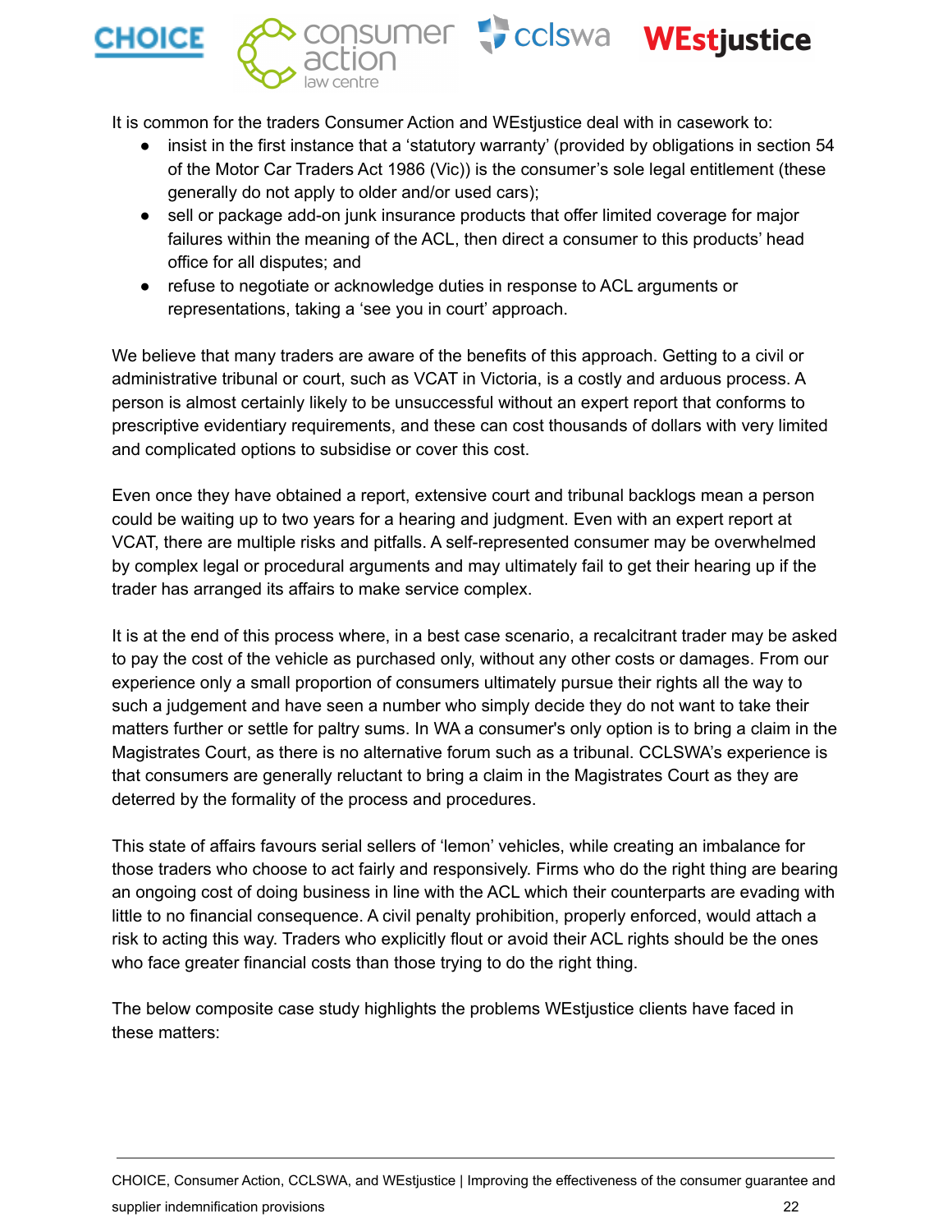It is common for the traders Consumer Action and WEstjustice deal with in casework to:

- insist in the first instance that a 'statutory warranty' (provided by obligations in section 54 of the Motor Car Traders Act 1986 (Vic)) is the consumer's sole legal entitlement (these generally do not apply to older and/or used cars);
- sell or package add-on junk insurance products that offer limited coverage for major failures within the meaning of the ACL, then direct a consumer to this products' head office for all disputes; and
- refuse to negotiate or acknowledge duties in response to ACL arguments or representations, taking a 'see you in court' approach.

We believe that many traders are aware of the benefits of this approach. Getting to a civil or administrative tribunal or court, such as VCAT in Victoria, is a costly and arduous process. A person is almost certainly likely to be unsuccessful without an expert report that conforms to prescriptive evidentiary requirements, and these can cost thousands of dollars with very limited and complicated options to subsidise or cover this cost.

Even once they have obtained a report, extensive court and tribunal backlogs mean a person could be waiting up to two years for a hearing and judgment. Even with an expert report at VCAT, there are multiple risks and pitfalls. A self-represented consumer may be overwhelmed by complex legal or procedural arguments and may ultimately fail to get their hearing up if the trader has arranged its affairs to make service complex.

It is at the end of this process where, in a best case scenario, a recalcitrant trader may be asked to pay the cost of the vehicle as purchased only, without any other costs or damages. From our experience only a small proportion of consumers ultimately pursue their rights all the way to such a judgement and have seen a number who simply decide they do not want to take their matters further or settle for paltry sums. In WA a consumer's only option is to bring a claim in the Magistrates Court, as there is no alternative forum such as a tribunal. CCLSWA's experience is that consumers are generally reluctant to bring a claim in the Magistrates Court as they are deterred by the formality of the process and procedures.

This state of affairs favours serial sellers of 'lemon' vehicles, while creating an imbalance for those traders who choose to act fairly and responsively. Firms who do the right thing are bearing an ongoing cost of doing business in line with the ACL which their counterparts are evading with little to no financial consequence. A civil penalty prohibition, properly enforced, would attach a risk to acting this way. Traders who explicitly flout or avoid their ACL rights should be the ones who face greater financial costs than those trying to do the right thing.

The below composite case study highlights the problems WEstjustice clients have faced in these matters: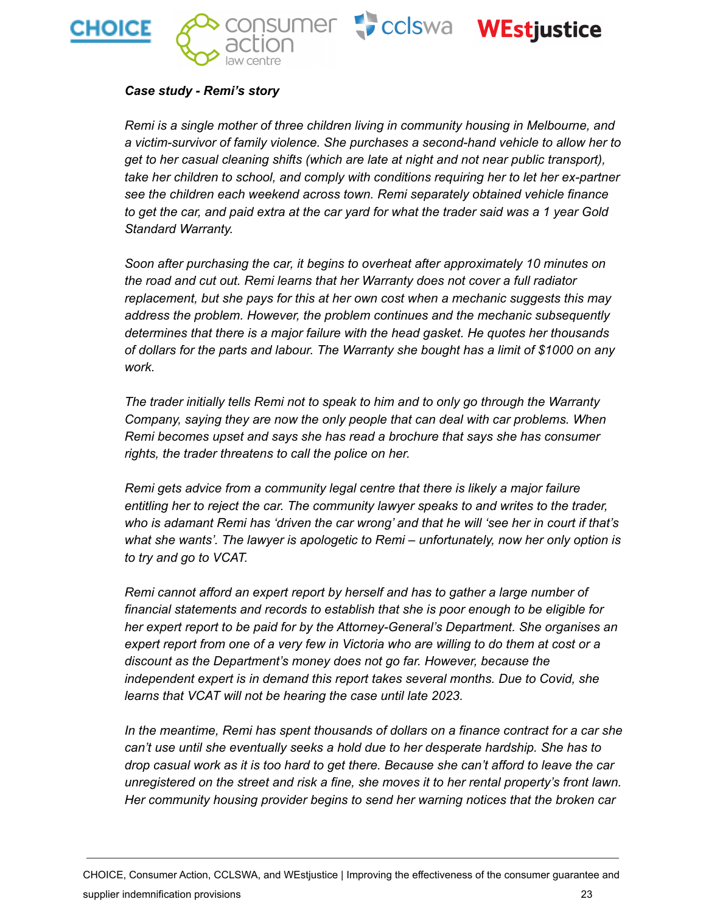***Case study - Remi's story***

*Remi is a single mother of three children living in community housing in Melbourne, and a victim-survivor of family violence. She purchases a second-hand vehicle to allow her to get to her casual cleaning shifts (which are late at night and not near public transport), take her children to school, and comply with conditions requiring her to let her ex-partner see the children each weekend across town. Remi separately obtained vehicle finance to get the car, and paid extra at the car yard for what the trader said was a 1 year Gold Standard Warranty.*

*Soon after purchasing the car, it begins to overheat after approximately 10 minutes on the road and cut out. Remi learns that her Warranty does not cover a full radiator replacement, but she pays for this at her own cost when a mechanic suggests this may address the problem. However, the problem continues and the mechanic subsequently determines that there is a major failure with the head gasket. He quotes her thousands of dollars for the parts and labour. The Warranty she bought has a limit of $1000 on any work.*

*The trader initially tells Remi not to speak to him and to only go through the Warranty Company, saying they are now the only people that can deal with car problems. When Remi becomes upset and says she has read a brochure that says she has consumer rights, the trader threatens to call the police on her.*

*Remi gets advice from a community legal centre that there is likely a major failure entitling her to reject the car. The community lawyer speaks to and writes to the trader, who is adamant Remi has 'driven the car wrong' and that he will 'see her in court if that's what she wants'. The lawyer is apologetic to Remi – unfortunately, now her only option is to try and go to VCAT.*

*Remi cannot afford an expert report by herself and has to gather a large number of financial statements and records to establish that she is poor enough to be eligible for her expert report to be paid for by the Attorney-General's Department. She organises an expert report from one of a very few in Victoria who are willing to do them at cost or a discount as the Department's money does not go far. However, because the independent expert is in demand this report takes several months. Due to Covid, she learns that VCAT will not be hearing the case until late 2023.*

*In the meantime, Remi has spent thousands of dollars on a finance contract for a car she can't use until she eventually seeks a hold due to her desperate hardship. She has to drop casual work as it is too hard to get there. Because she can't afford to leave the car unregistered on the street and risk a fine, she moves it to her rental property's front lawn. Her community housing provider begins to send her warning notices that the broken car*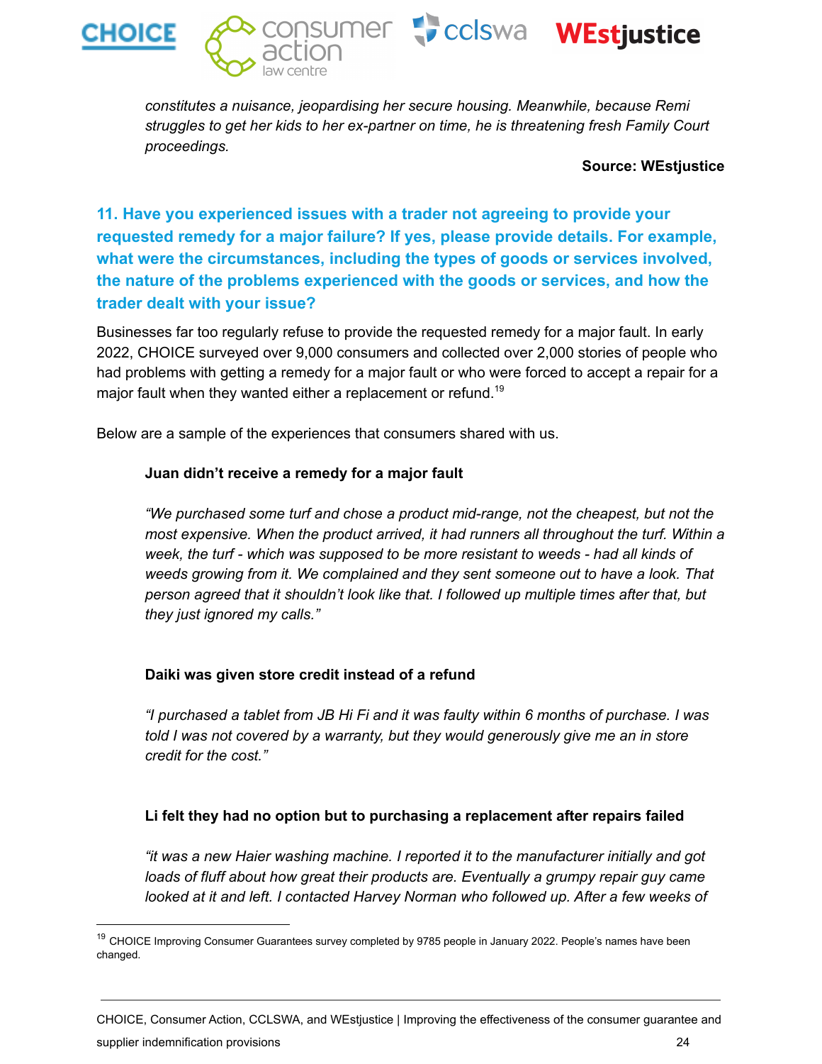*constitutes a nuisance, jeopardising her secure housing. Meanwhile, because Remi struggles to get her kids to her ex-partner on time, he is threatening fresh Family Court proceedings.*

**Source: WEstjustice**

## 11. Have you experienced issues with a trader not agreeing to provide your requested remedy for a major failure? If yes, please provide details. For example, what were the circumstances, including the types of goods or services involved, the nature of the problems experienced with the goods or services, and how the trader dealt with your issue?

Businesses far too regularly refuse to provide the requested remedy for a major fault. In early 2022, CHOICE surveyed over 9,000 consumers and collected over 2,000 stories of people who had problems with getting a remedy for a major fault or who were forced to accept a repair for a major fault when they wanted either a replacement or refund.[19]

Below are a sample of the experiences that consumers shared with us.

**Juan didn't receive a remedy for a major fault**

*"We purchased some turf and chose a product mid-range, not the cheapest, but not the most expensive. When the product arrived, it had runners all throughout the turf. Within a week, the turf - which was supposed to be more resistant to weeds - had all kinds of weeds growing from it. We complained and they sent someone out to have a look. That person agreed that it shouldn't look like that. I followed up multiple times after that, but they just ignored my calls."*

**Daiki was given store credit instead of a refund**

*"I purchased a tablet from JB Hi Fi and it was faulty within 6 months of purchase. I was told I was not covered by a warranty, but they would generously give me an in store credit for the cost."*

**Li felt they had no option but to purchasing a replacement after repairs failed**

*"it was a new Haier washing machine. I reported it to the manufacturer initially and got loads of fluff about how great their products are. Eventually a grumpy repair guy came looked at it and left. I contacted Harvey Norman who followed up. After a few weeks of*

[19] CHOICE Improving Consumer Guarantees survey completed by 9785 people in January 2022. People's names have been changed.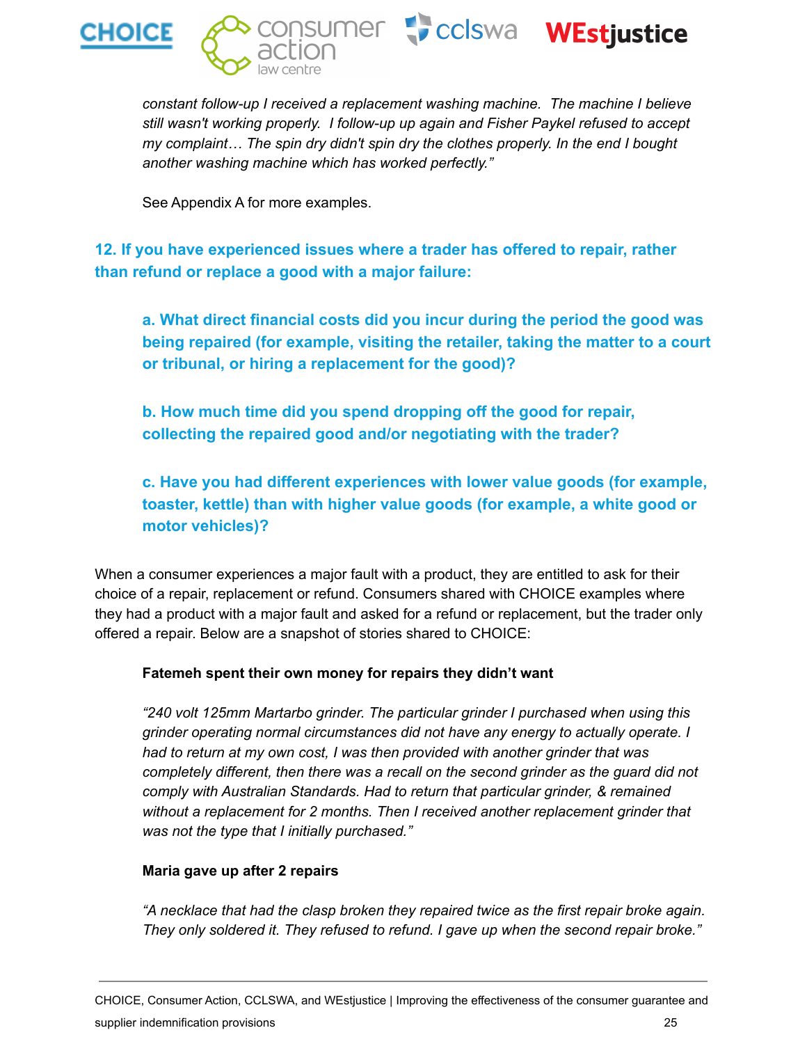*constant follow-up I received a replacement washing machine. The machine I believe still wasn't working properly. I follow-up up again and Fisher Paykel refused to accept my complaint… The spin dry didn't spin dry the clothes properly. In the end I bought another washing machine which has worked perfectly."*

See Appendix A for more examples.

### 12. If you have experienced issues where a trader has offered to repair, rather than refund or replace a good with a major failure:

**a. What direct financial costs did you incur during the period the good was being repaired (for example, visiting the retailer, taking the matter to a court or tribunal, or hiring a replacement for the good)?**

**b. How much time did you spend dropping off the good for repair, collecting the repaired good and/or negotiating with the trader?**

**c. Have you had different experiences with lower value goods (for example, toaster, kettle) than with higher value goods (for example, a white good or motor vehicles)?**

When a consumer experiences a major fault with a product, they are entitled to ask for their choice of a repair, replacement or refund. Consumers shared with CHOICE examples where they had a product with a major fault and asked for a refund or replacement, but the trader only offered a repair. Below are a snapshot of stories shared to CHOICE:

**Fatemeh spent their own money for repairs they didn't want**

*"240 volt 125mm Martarbo grinder. The particular grinder I purchased when using this grinder operating normal circumstances did not have any energy to actually operate. I had to return at my own cost, I was then provided with another grinder that was completely different, then there was a recall on the second grinder as the guard did not comply with Australian Standards. Had to return that particular grinder, & remained without a replacement for 2 months. Then I received another replacement grinder that was not the type that I initially purchased."*

**Maria gave up after 2 repairs**

*"A necklace that had the clasp broken they repaired twice as the first repair broke again. They only soldered it. They refused to refund. I gave up when the second repair broke."*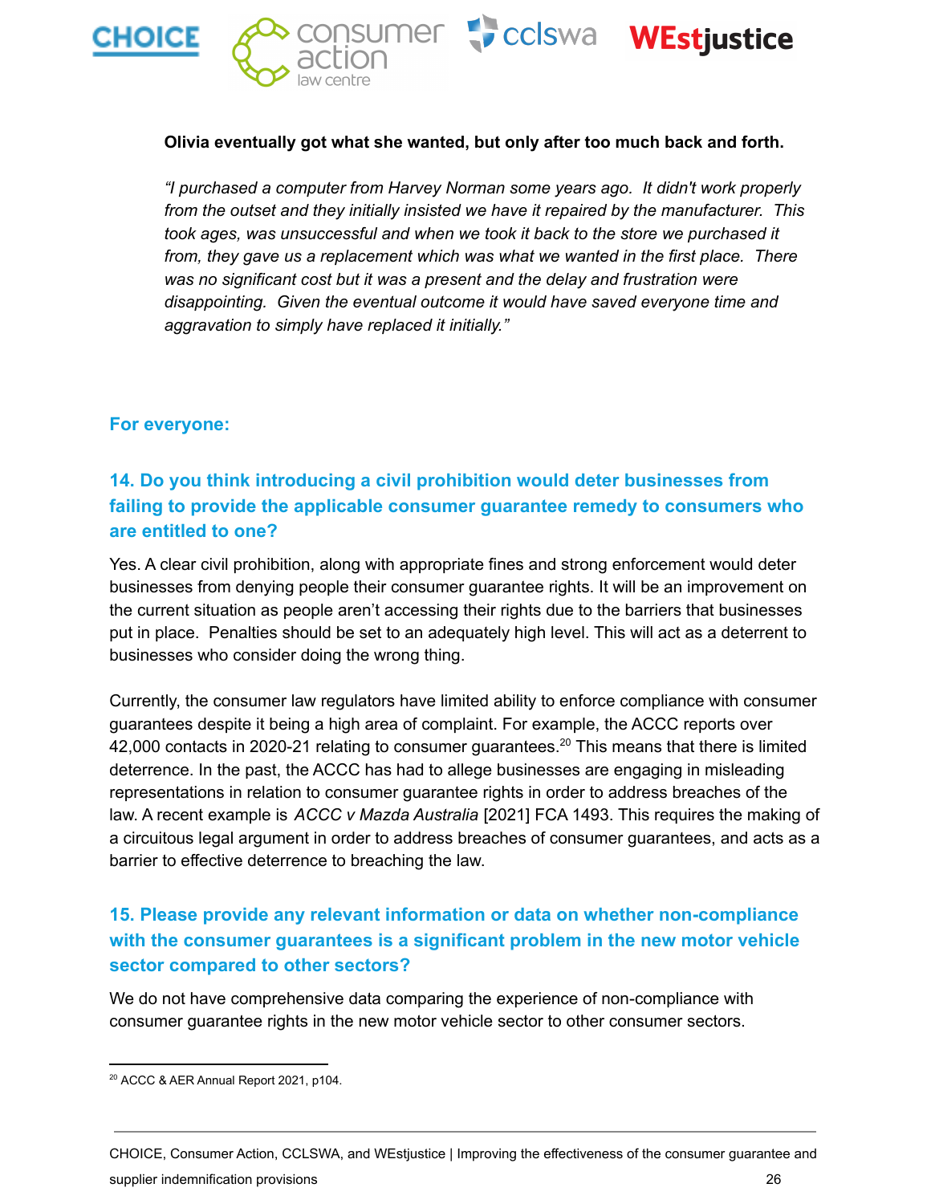**Olivia eventually got what she wanted, but only after too much back and forth.**

*"I purchased a computer from Harvey Norman some years ago. It didn't work properly from the outset and they initially insisted we have it repaired by the manufacturer. This took ages, was unsuccessful and when we took it back to the store we purchased it from, they gave us a replacement which was what we wanted in the first place. There was no significant cost but it was a present and the delay and frustration were disappointing. Given the eventual outcome it would have saved everyone time and aggravation to simply have replaced it initially."*

### For everyone:

### 14. Do you think introducing a civil prohibition would deter businesses from failing to provide the applicable consumer guarantee remedy to consumers who are entitled to one?

Yes. A clear civil prohibition, along with appropriate fines and strong enforcement would deter businesses from denying people their consumer guarantee rights. It will be an improvement on the current situation as people aren't accessing their rights due to the barriers that businesses put in place. Penalties should be set to an adequately high level. This will act as a deterrent to businesses who consider doing the wrong thing.

Currently, the consumer law regulators have limited ability to enforce compliance with consumer guarantees despite it being a high area of complaint. For example, the ACCC reports over 42,000 contacts in 2020-21 relating to consumer guarantees.[20] This means that there is limited deterrence. In the past, the ACCC has had to allege businesses are engaging in misleading representations in relation to consumer guarantee rights in order to address breaches of the law. A recent example is *ACCC v Mazda Australia* [2021] FCA 1493. This requires the making of a circuitous legal argument in order to address breaches of consumer guarantees, and acts as a barrier to effective deterrence to breaching the law.

### 15. Please provide any relevant information or data on whether non-compliance with the consumer guarantees is a significant problem in the new motor vehicle sector compared to other sectors?

We do not have comprehensive data comparing the experience of non-compliance with consumer guarantee rights in the new motor vehicle sector to other consumer sectors.

[20] ACCC & AER Annual Report 2021, p104.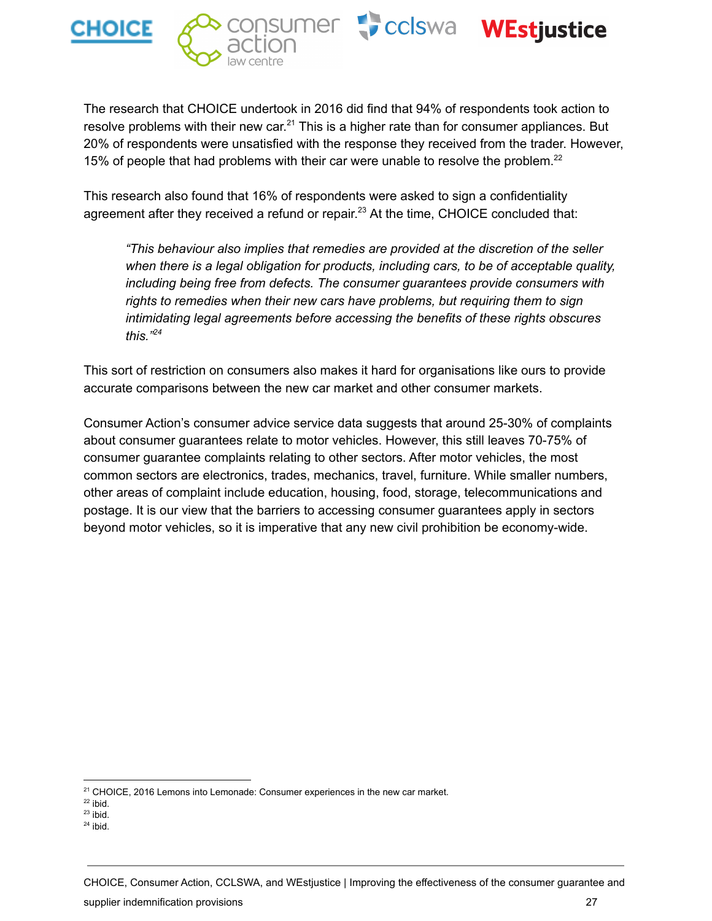The research that CHOICE undertook in 2016 did find that 94% of respondents took action to resolve problems with their new car.[21] This is a higher rate than for consumer appliances. But 20% of respondents were unsatisfied with the response they received from the trader. However, 15% of people that had problems with their car were unable to resolve the problem.[22]

This research also found that 16% of respondents were asked to sign a confidentiality agreement after they received a refund or repair.[23] At the time, CHOICE concluded that:

> *"This behaviour also implies that remedies are provided at the discretion of the seller when there is a legal obligation for products, including cars, to be of acceptable quality, including being free from defects. The consumer guarantees provide consumers with rights to remedies when their new cars have problems, but requiring them to sign intimidating legal agreements before accessing the benefits of these rights obscures this."*[24]

This sort of restriction on consumers also makes it hard for organisations like ours to provide accurate comparisons between the new car market and other consumer markets.

Consumer Action's consumer advice service data suggests that around 25-30% of complaints about consumer guarantees relate to motor vehicles. However, this still leaves 70-75% of consumer guarantee complaints relating to other sectors. After motor vehicles, the most common sectors are electronics, trades, mechanics, travel, furniture. While smaller numbers, other areas of complaint include education, housing, food, storage, telecommunications and postage. It is our view that the barriers to accessing consumer guarantees apply in sectors beyond motor vehicles, so it is imperative that any new civil prohibition be economy-wide.

---

[21] CHOICE, 2016 Lemons into Lemonade: Consumer experiences in the new car market.
[22] ibid.
[23] ibid.
[24] ibid.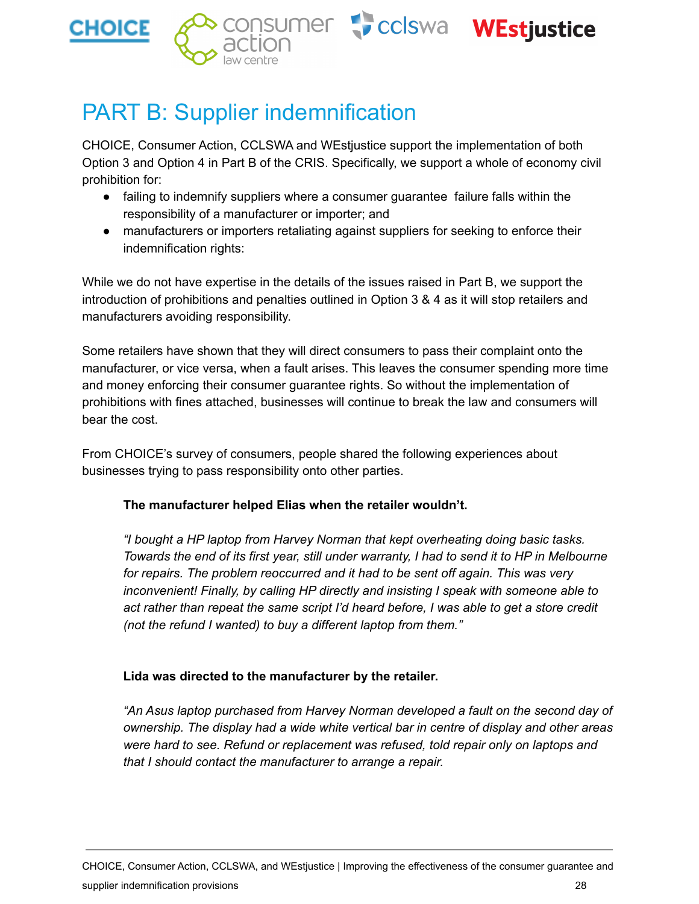# PART B: Supplier indemnification

CHOICE, Consumer Action, CCLSWA and WEstjustice support the implementation of both Option 3 and Option 4 in Part B of the CRIS. Specifically, we support a whole of economy civil prohibition for:

- failing to indemnify suppliers where a consumer guarantee failure falls within the responsibility of a manufacturer or importer; and
- manufacturers or importers retaliating against suppliers for seeking to enforce their indemnification rights:

While we do not have expertise in the details of the issues raised in Part B, we support the introduction of prohibitions and penalties outlined in Option 3 & 4 as it will stop retailers and manufacturers avoiding responsibility.

Some retailers have shown that they will direct consumers to pass their complaint onto the manufacturer, or vice versa, when a fault arises. This leaves the consumer spending more time and money enforcing their consumer guarantee rights. So without the implementation of prohibitions with fines attached, businesses will continue to break the law and consumers will bear the cost.

From CHOICE's survey of consumers, people shared the following experiences about businesses trying to pass responsibility onto other parties.

> **The manufacturer helped Elias when the retailer wouldn't.**
>
> *"I bought a HP laptop from Harvey Norman that kept overheating doing basic tasks. Towards the end of its first year, still under warranty, I had to send it to HP in Melbourne for repairs. The problem reoccurred and it had to be sent off again. This was very inconvenient! Finally, by calling HP directly and insisting I speak with someone able to act rather than repeat the same script I'd heard before, I was able to get a store credit (not the refund I wanted) to buy a different laptop from them."*
>
> **Lida was directed to the manufacturer by the retailer.**
>
> *"An Asus laptop purchased from Harvey Norman developed a fault on the second day of ownership. The display had a wide white vertical bar in centre of display and other areas were hard to see. Refund or replacement was refused, told repair only on laptops and that I should contact the manufacturer to arrange a repair.*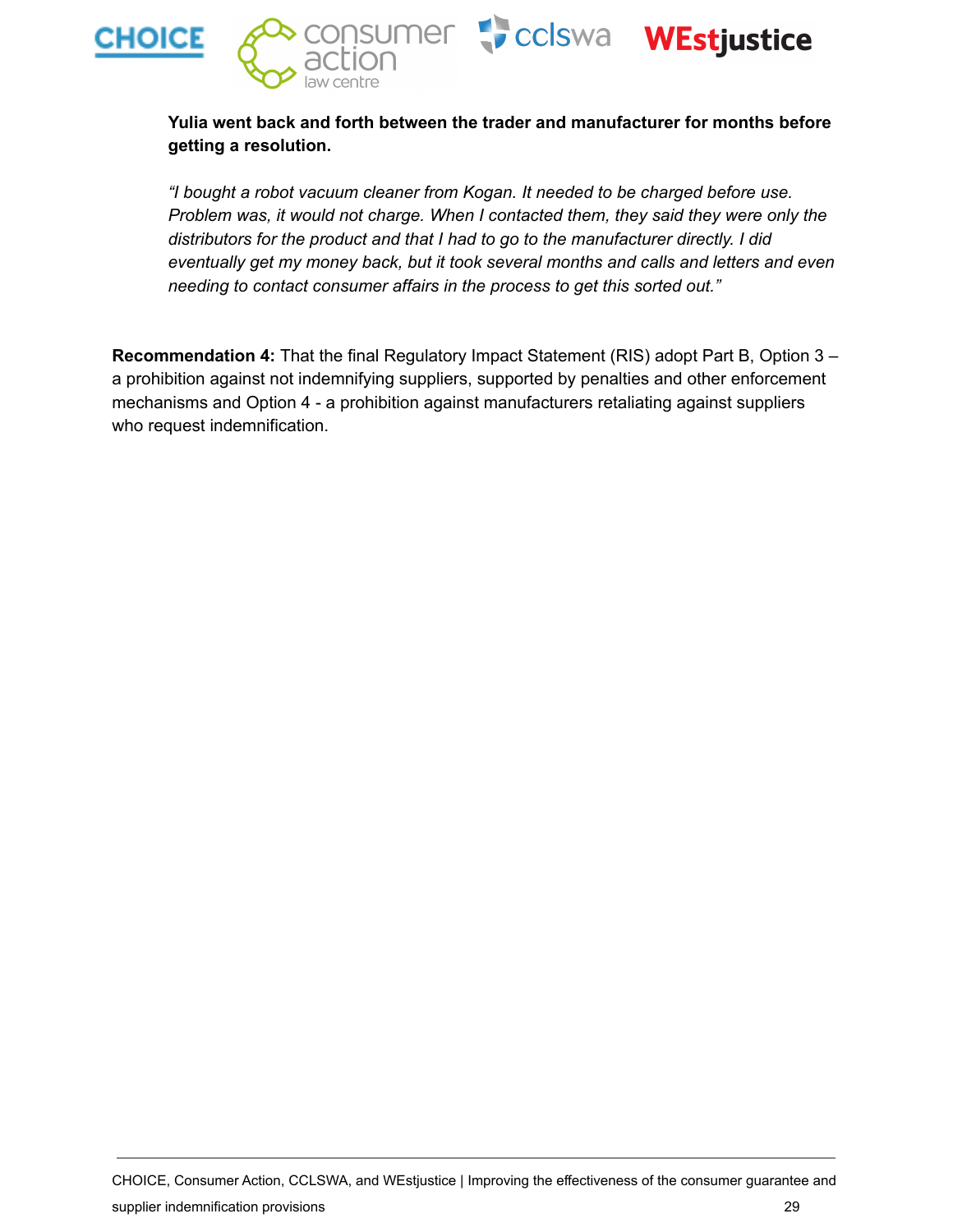**Yulia went back and forth between the trader and manufacturer for months before getting a resolution.**

*"I bought a robot vacuum cleaner from Kogan. It needed to be charged before use. Problem was, it would not charge. When I contacted them, they said they were only the distributors for the product and that I had to go to the manufacturer directly. I did eventually get my money back, but it took several months and calls and letters and even needing to contact consumer affairs in the process to get this sorted out."*

**Recommendation 4:** That the final Regulatory Impact Statement (RIS) adopt Part B, Option 3 – a prohibition against not indemnifying suppliers, supported by penalties and other enforcement mechanisms and Option 4 - a prohibition against manufacturers retaliating against suppliers who request indemnification.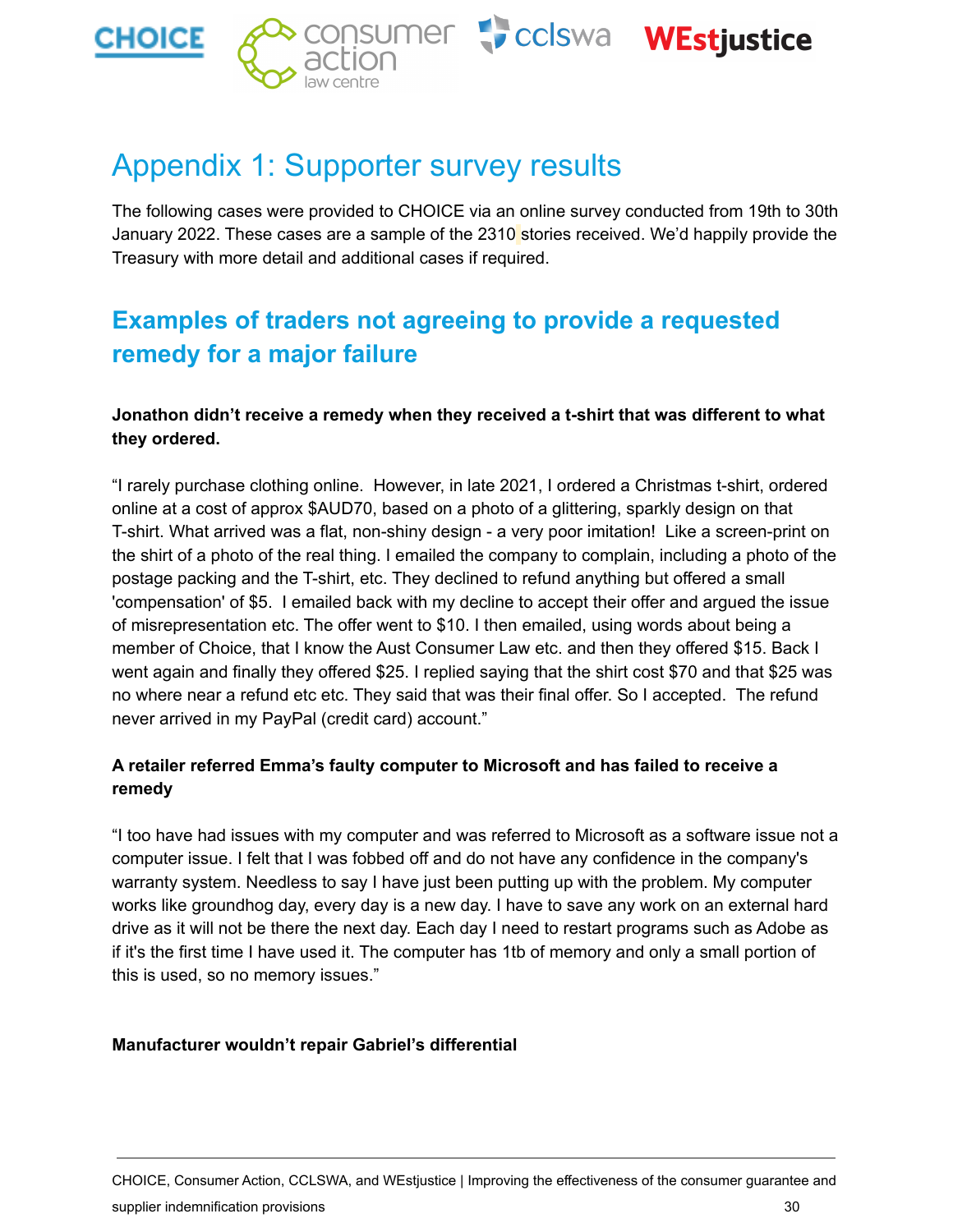# Appendix 1: Supporter survey results

The following cases were provided to CHOICE via an online survey conducted from 19th to 30th January 2022. These cases are a sample of the 2310 stories received. We'd happily provide the Treasury with more detail and additional cases if required.

## Examples of traders not agreeing to provide a requested remedy for a major failure

**Jonathon didn't receive a remedy when they received a t-shirt that was different to what they ordered.**

"I rarely purchase clothing online. However, in late 2021, I ordered a Christmas t-shirt, ordered online at a cost of approx $AUD70, based on a photo of a glittering, sparkly design on that T-shirt. What arrived was a flat, non-shiny design - a very poor imitation! Like a screen-print on the shirt of a photo of the real thing. I emailed the company to complain, including a photo of the postage packing and the T-shirt, etc. They declined to refund anything but offered a small 'compensation' of $5. I emailed back with my decline to accept their offer and argued the issue of misrepresentation etc. The offer went to $10. I then emailed, using words about being a member of Choice, that I know the Aust Consumer Law etc. and then they offered $15. Back I went again and finally they offered $25. I replied saying that the shirt cost $70 and that $25 was no where near a refund etc etc. They said that was their final offer. So I accepted. The refund never arrived in my PayPal (credit card) account."

**A retailer referred Emma's faulty computer to Microsoft and has failed to receive a remedy**

"I too have had issues with my computer and was referred to Microsoft as a software issue not a computer issue. I felt that I was fobbed off and do not have any confidence in the company's warranty system. Needless to say I have just been putting up with the problem. My computer works like groundhog day, every day is a new day. I have to save any work on an external hard drive as it will not be there the next day. Each day I need to restart programs such as Adobe as if it's the first time I have used it. The computer has 1tb of memory and only a small portion of this is used, so no memory issues."

**Manufacturer wouldn't repair Gabriel's differential**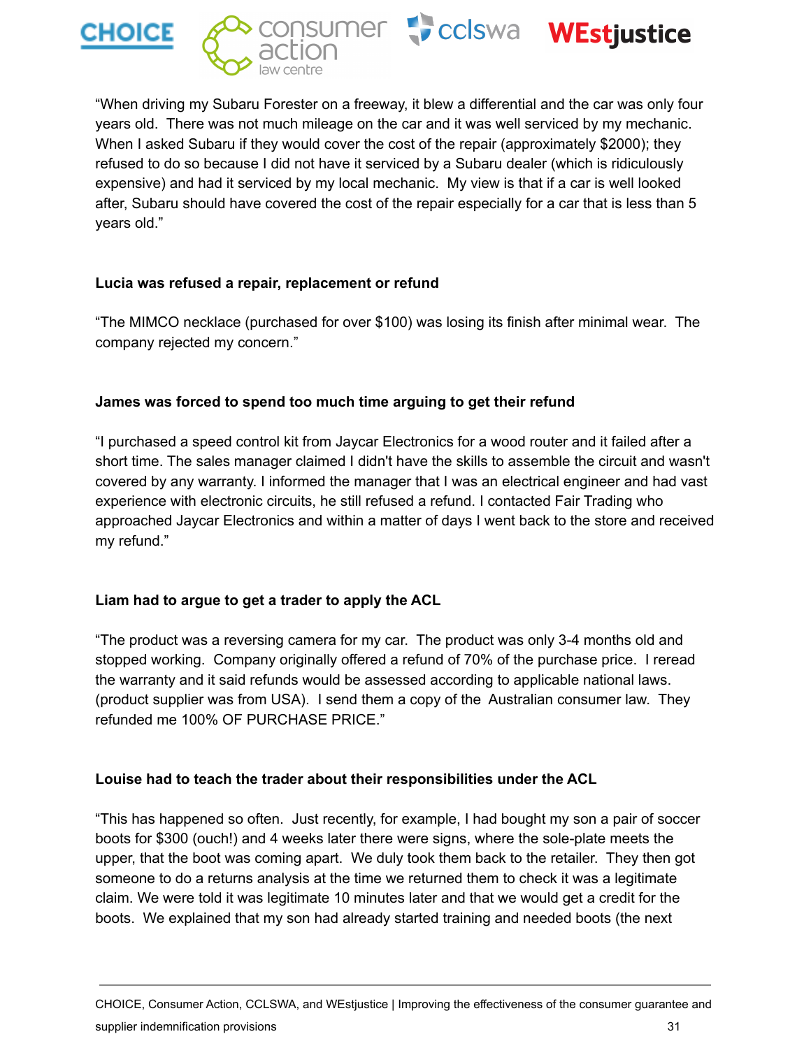"When driving my Subaru Forester on a freeway, it blew a differential and the car was only four years old. There was not much mileage on the car and it was well serviced by my mechanic. When I asked Subaru if they would cover the cost of the repair (approximately $2000); they refused to do so because I did not have it serviced by a Subaru dealer (which is ridiculously expensive) and had it serviced by my local mechanic. My view is that if a car is well looked after, Subaru should have covered the cost of the repair especially for a car that is less than 5 years old."

**Lucia was refused a repair, replacement or refund**

"The MIMCO necklace (purchased for over $100) was losing its finish after minimal wear. The company rejected my concern."

**James was forced to spend too much time arguing to get their refund**

"I purchased a speed control kit from Jaycar Electronics for a wood router and it failed after a short time. The sales manager claimed I didn't have the skills to assemble the circuit and wasn't covered by any warranty. I informed the manager that I was an electrical engineer and had vast experience with electronic circuits, he still refused a refund. I contacted Fair Trading who approached Jaycar Electronics and within a matter of days I went back to the store and received my refund."

**Liam had to argue to get a trader to apply the ACL**

"The product was a reversing camera for my car. The product was only 3-4 months old and stopped working. Company originally offered a refund of 70% of the purchase price. I reread the warranty and it said refunds would be assessed according to applicable national laws. (product supplier was from USA). I send them a copy of the Australian consumer law. They refunded me 100% OF PURCHASE PRICE."

**Louise had to teach the trader about their responsibilities under the ACL**

"This has happened so often. Just recently, for example, I had bought my son a pair of soccer boots for $300 (ouch!) and 4 weeks later there were signs, where the sole-plate meets the upper, that the boot was coming apart. We duly took them back to the retailer. They then got someone to do a returns analysis at the time we returned them to check it was a legitimate claim. We were told it was legitimate 10 minutes later and that we would get a credit for the boots. We explained that my son had already started training and needed boots (the next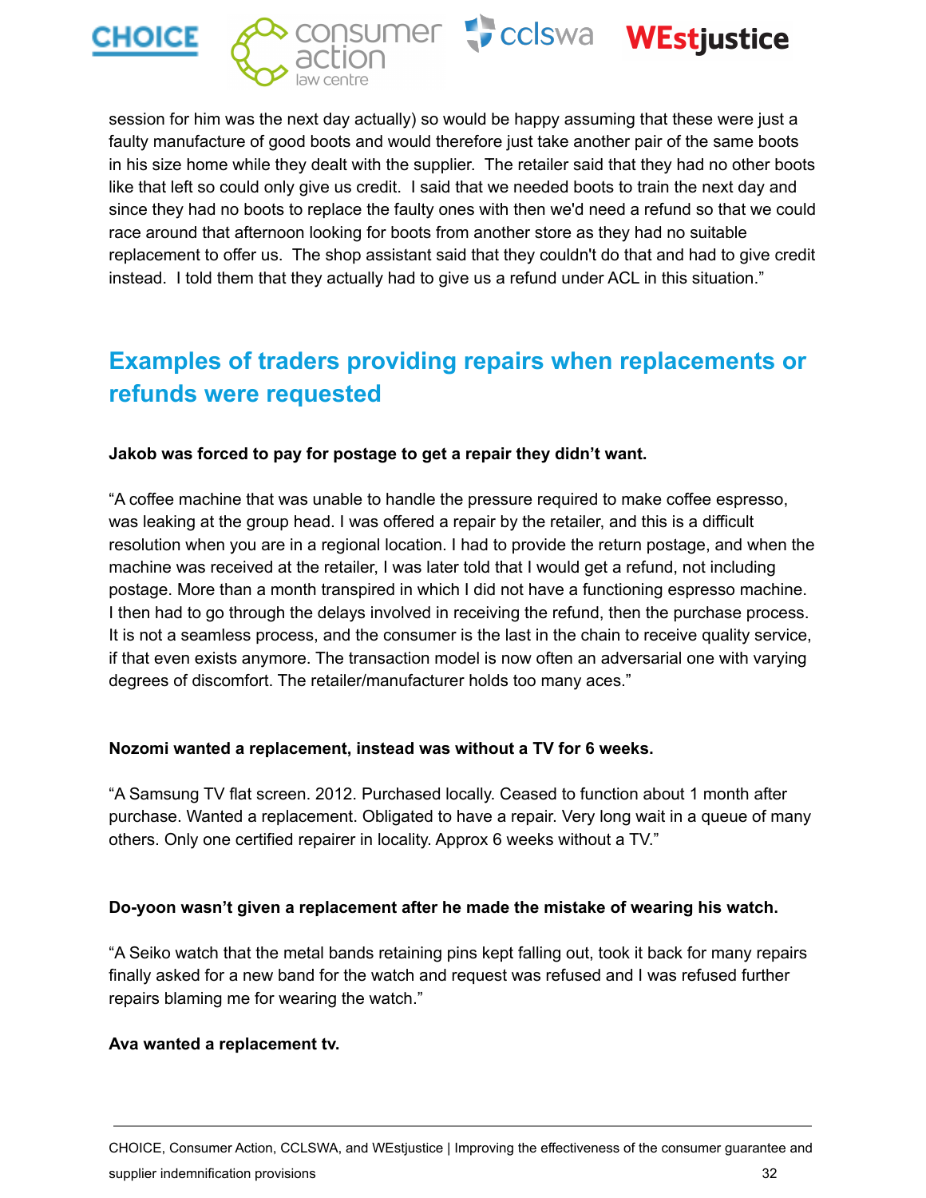session for him was the next day actually) so would be happy assuming that these were just a faulty manufacture of good boots and would therefore just take another pair of the same boots in his size home while they dealt with the supplier.  The retailer said that they had no other boots like that left so could only give us credit.  I said that we needed boots to train the next day and since they had no boots to replace the faulty ones with then we'd need a refund so that we could race around that afternoon looking for boots from another store as they had no suitable replacement to offer us.  The shop assistant said that they couldn't do that and had to give credit instead.  I told them that they actually had to give us a refund under ACL in this situation."

## Examples of traders providing repairs when replacements or refunds were requested

**Jakob was forced to pay for postage to get a repair they didn't want.**

"A coffee machine that was unable to handle the pressure required to make coffee espresso, was leaking at the group head. I was offered a repair by the retailer, and this is a difficult resolution when you are in a regional location. I had to provide the return postage, and when the machine was received at the retailer, I was later told that I would get a refund, not including postage. More than a month transpired in which I did not have a functioning espresso machine. I then had to go through the delays involved in receiving the refund, then the purchase process. It is not a seamless process, and the consumer is the last in the chain to receive quality service, if that even exists anymore. The transaction model is now often an adversarial one with varying degrees of discomfort. The retailer/manufacturer holds too many aces."

**Nozomi wanted a replacement, instead was without a TV for 6 weeks.**

"A Samsung TV flat screen. 2012. Purchased locally. Ceased to function about 1 month after purchase. Wanted a replacement. Obligated to have a repair. Very long wait in a queue of many others. Only one certified repairer in locality. Approx 6 weeks without a TV."

**Do-yoon wasn't given a replacement after he made the mistake of wearing his watch.**

"A Seiko watch that the metal bands retaining pins kept falling out, took it back for many repairs finally asked for a new band for the watch and request was refused and I was refused further repairs blaming me for wearing the watch."

**Ava wanted a replacement tv.**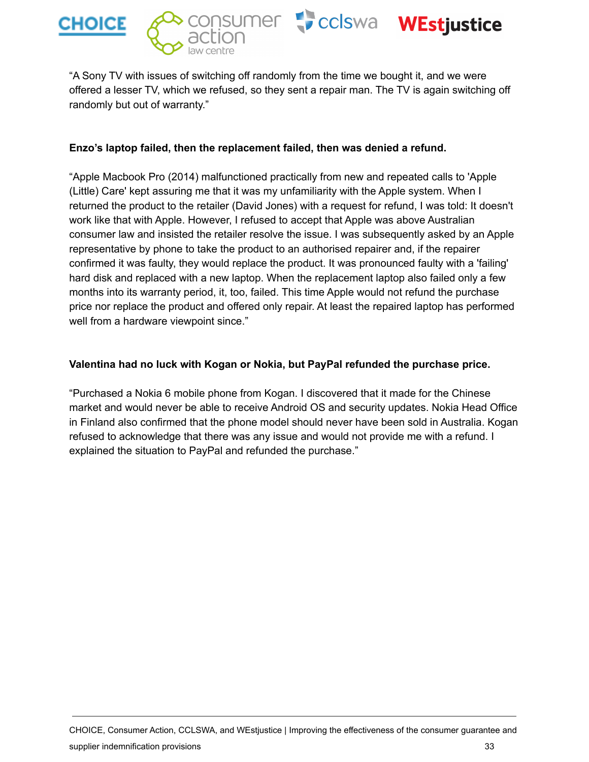"A Sony TV with issues of switching off randomly from the time we bought it, and we were offered a lesser TV, which we refused, so they sent a repair man. The TV is again switching off randomly but out of warranty."

**Enzo's laptop failed, then the replacement failed, then was denied a refund.**

"Apple Macbook Pro (2014) malfunctioned practically from new and repeated calls to 'Apple (Little) Care' kept assuring me that it was my unfamiliarity with the Apple system. When I returned the product to the retailer (David Jones) with a request for refund, I was told: It doesn't work like that with Apple. However, I refused to accept that Apple was above Australian consumer law and insisted the retailer resolve the issue. I was subsequently asked by an Apple representative by phone to take the product to an authorised repairer and, if the repairer confirmed it was faulty, they would replace the product. It was pronounced faulty with a 'failing' hard disk and replaced with a new laptop. When the replacement laptop also failed only a few months into its warranty period, it, too, failed. This time Apple would not refund the purchase price nor replace the product and offered only repair. At least the repaired laptop has performed well from a hardware viewpoint since."

**Valentina had no luck with Kogan or Nokia, but PayPal refunded the purchase price.**

"Purchased a Nokia 6 mobile phone from Kogan. I discovered that it made for the Chinese market and would never be able to receive Android OS and security updates. Nokia Head Office in Finland also confirmed that the phone model should never have been sold in Australia. Kogan refused to acknowledge that there was any issue and would not provide me with a refund. I explained the situation to PayPal and refunded the purchase."